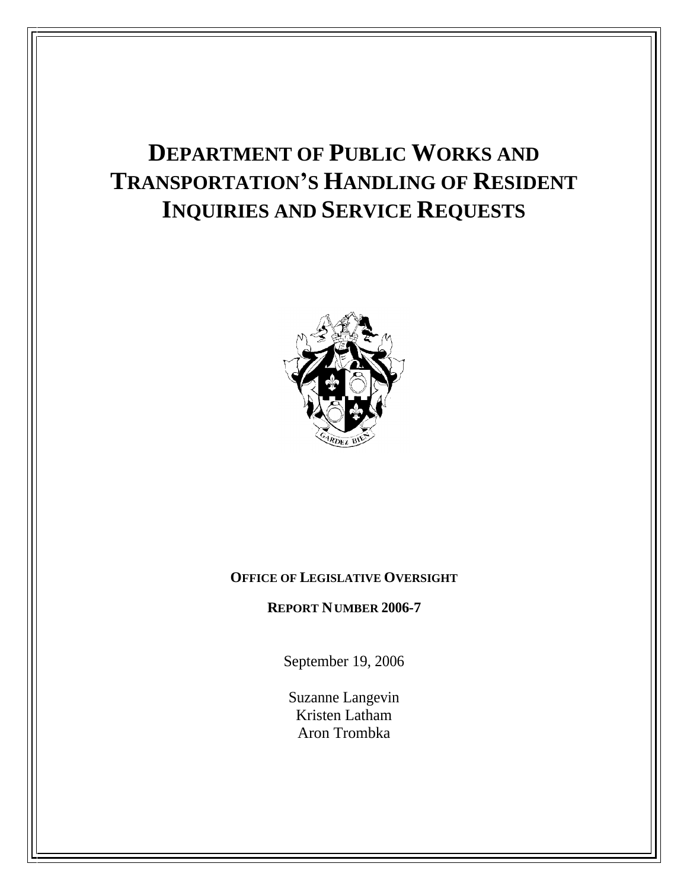# DEPARTMENT OF PUBLIC WORKS AND TRANSPORTATION'S HANDLING OF RESIDENT INQUIRIES AND SERVICE REQUESTS

**OFFICE OF LEGISLATIVE OVERSIGHT**

**REPORT NUMBER 2006-7**

September 19, 2006

Suzanne Langevin
Kristen Latham
Aron Trombka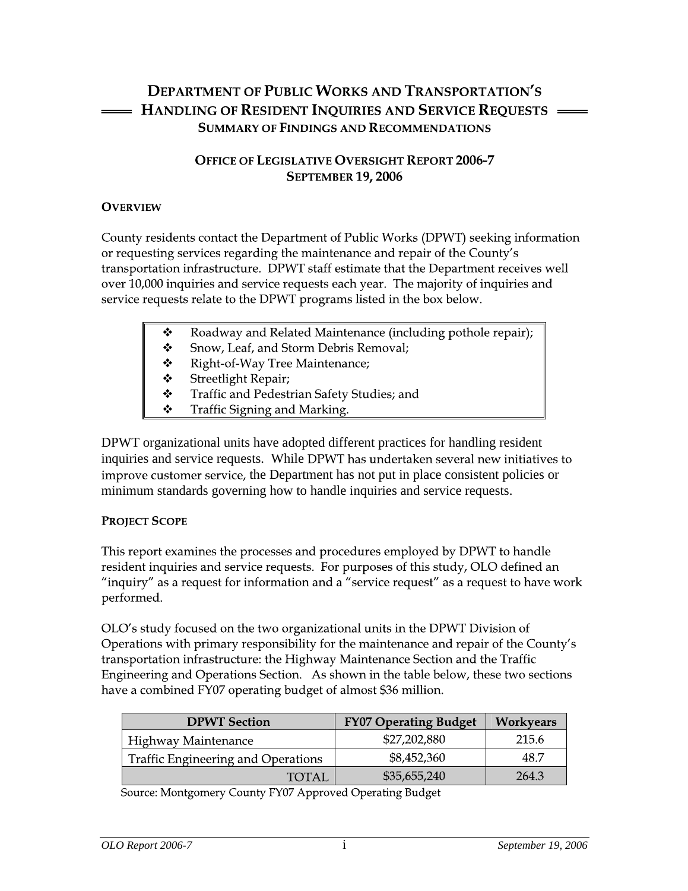# Department of Public Works and Transportation's Handling of Resident Inquiries and Service Requests

## Summary of Findings and Recommendations

### Office of Legislative Oversight Report 2006-7
### September 19, 2006

#### Overview

County residents contact the Department of Public Works (DPWT) seeking information or requesting services regarding the maintenance and repair of the County's transportation infrastructure. DPWT staff estimate that the Department receives well over 10,000 inquiries and service requests each year. The majority of inquiries and service requests relate to the DPWT programs listed in the box below.

- Roadway and Related Maintenance (including pothole repair);
- Snow, Leaf, and Storm Debris Removal;
- Right-of-Way Tree Maintenance;
- Streetlight Repair;
- Traffic and Pedestrian Safety Studies; and
- Traffic Signing and Marking.

DPWT organizational units have adopted different practices for handling resident inquiries and service requests. While DPWT has undertaken several new initiatives to improve customer service, the Department has not put in place consistent policies or minimum standards governing how to handle inquiries and service requests.

#### Project Scope

This report examines the processes and procedures employed by DPWT to handle resident inquiries and service requests. For purposes of this study, OLO defined an "inquiry" as a request for information and a "service request" as a request to have work performed.

OLO's study focused on the two organizational units in the DPWT Division of Operations with primary responsibility for the maintenance and repair of the County's transportation infrastructure: the Highway Maintenance Section and the Traffic Engineering and Operations Section. As shown in the table below, these two sections have a combined FY07 operating budget of almost $36 million.

| DPWT Section | FY07 Operating Budget | Workyears |
|---|---|---|
| Highway Maintenance | $27,202,880 | 215.6 |
| Traffic Engineering and Operations | $8,452,360 | 48.7 |
| TOTAL | $35,655,240 | 264.3 |

Source: Montgomery County FY07 Approved Operating Budget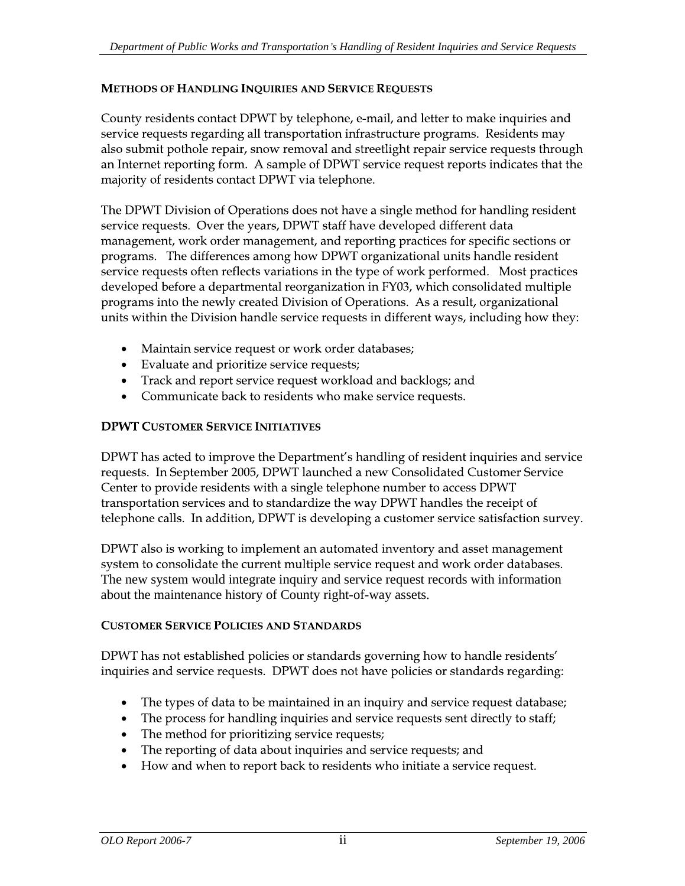### METHODS OF HANDLING INQUIRIES AND SERVICE REQUESTS

County residents contact DPWT by telephone, e-mail, and letter to make inquiries and service requests regarding all transportation infrastructure programs. Residents may also submit pothole repair, snow removal and streetlight repair service requests through an Internet reporting form. A sample of DPWT service request reports indicates that the majority of residents contact DPWT via telephone.

The DPWT Division of Operations does not have a single method for handling resident service requests. Over the years, DPWT staff have developed different data management, work order management, and reporting practices for specific sections or programs. The differences among how DPWT organizational units handle resident service requests often reflects variations in the type of work performed. Most practices developed before a departmental reorganization in FY03, which consolidated multiple programs into the newly created Division of Operations. As a result, organizational units within the Division handle service requests in different ways, including how they:

- Maintain service request or work order databases;
- Evaluate and prioritize service requests;
- Track and report service request workload and backlogs; and
- Communicate back to residents who make service requests.

### DPWT CUSTOMER SERVICE INITIATIVES

DPWT has acted to improve the Department's handling of resident inquiries and service requests. In September 2005, DPWT launched a new Consolidated Customer Service Center to provide residents with a single telephone number to access DPWT transportation services and to standardize the way DPWT handles the receipt of telephone calls. In addition, DPWT is developing a customer service satisfaction survey.

DPWT also is working to implement an automated inventory and asset management system to consolidate the current multiple service request and work order databases. The new system would integrate inquiry and service request records with information about the maintenance history of County right-of-way assets.

### CUSTOMER SERVICE POLICIES AND STANDARDS

DPWT has not established policies or standards governing how to handle residents' inquiries and service requests. DPWT does not have policies or standards regarding:

- The types of data to be maintained in an inquiry and service request database;
- The process for handling inquiries and service requests sent directly to staff;
- The method for prioritizing service requests;
- The reporting of data about inquiries and service requests; and
- How and when to report back to residents who initiate a service request.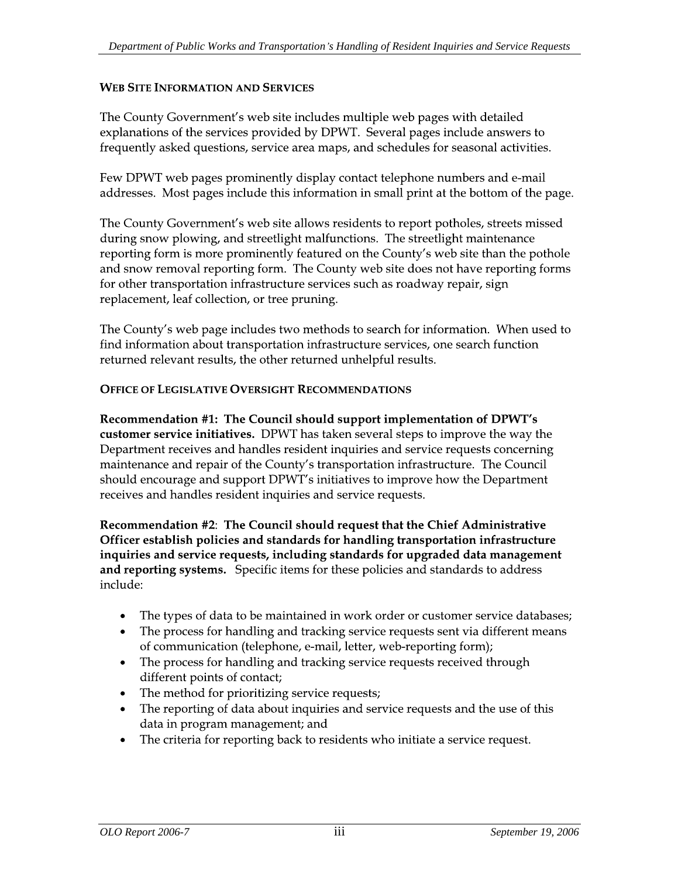### WEB SITE INFORMATION AND SERVICES

The County Government's web site includes multiple web pages with detailed explanations of the services provided by DPWT. Several pages include answers to frequently asked questions, service area maps, and schedules for seasonal activities.

Few DPWT web pages prominently display contact telephone numbers and e-mail addresses. Most pages include this information in small print at the bottom of the page.

The County Government's web site allows residents to report potholes, streets missed during snow plowing, and streetlight malfunctions. The streetlight maintenance reporting form is more prominently featured on the County's web site than the pothole and snow removal reporting form. The County web site does not have reporting forms for other transportation infrastructure services such as roadway repair, sign replacement, leaf collection, or tree pruning.

The County's web page includes two methods to search for information. When used to find information about transportation infrastructure services, one search function returned relevant results, the other returned unhelpful results.

### OFFICE OF LEGISLATIVE OVERSIGHT RECOMMENDATIONS

**Recommendation #1: The Council should support implementation of DPWT's customer service initiatives.** DPWT has taken several steps to improve the way the Department receives and handles resident inquiries and service requests concerning maintenance and repair of the County's transportation infrastructure. The Council should encourage and support DPWT's initiatives to improve how the Department receives and handles resident inquiries and service requests.

**Recommendation #2**: **The Council should request that the Chief Administrative Officer establish policies and standards for handling transportation infrastructure inquiries and service requests, including standards for upgraded data management and reporting systems.** Specific items for these policies and standards to address include:

- The types of data to be maintained in work order or customer service databases;
- The process for handling and tracking service requests sent via different means of communication (telephone, e-mail, letter, web-reporting form);
- The process for handling and tracking service requests received through different points of contact;
- The method for prioritizing service requests;
- The reporting of data about inquiries and service requests and the use of this data in program management; and
- The criteria for reporting back to residents who initiate a service request.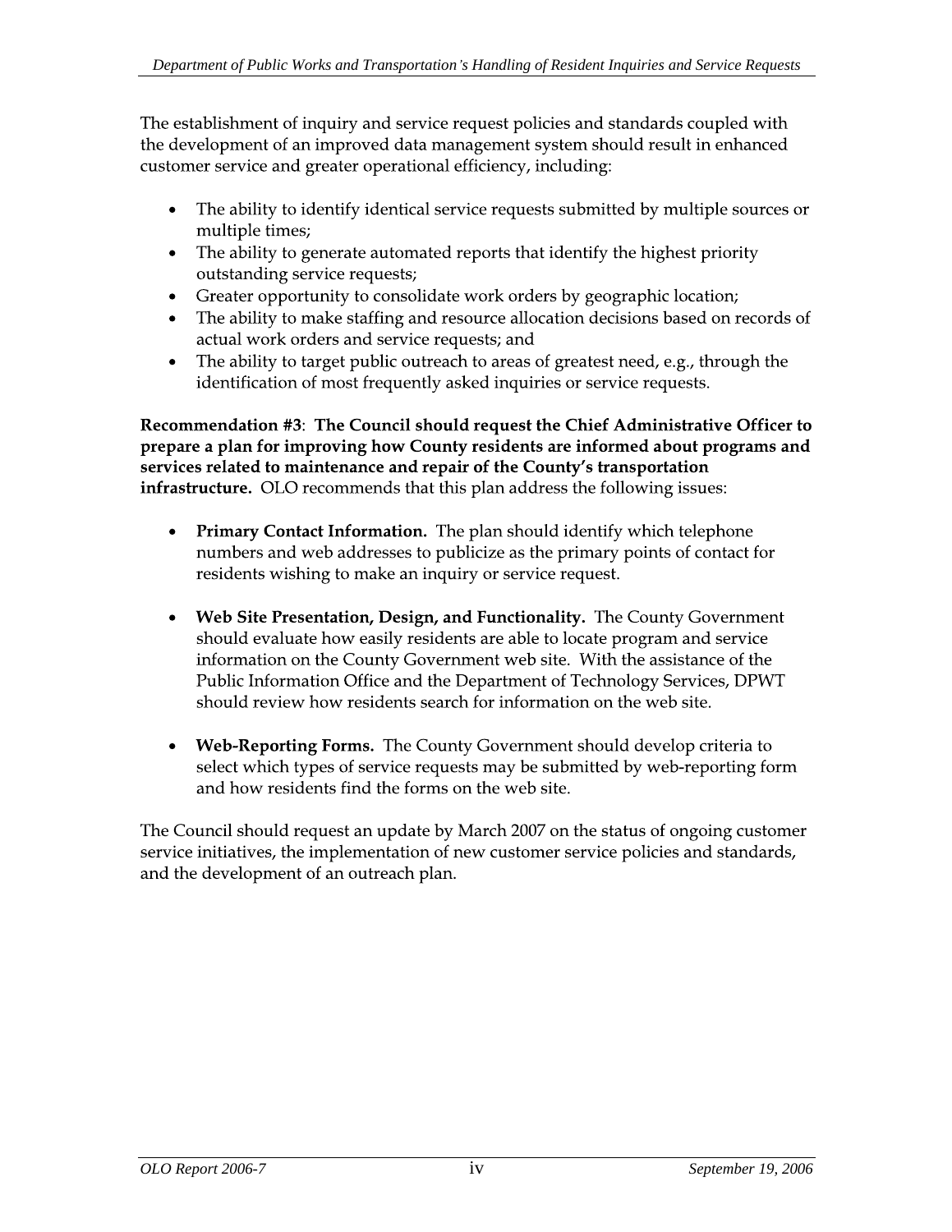The establishment of inquiry and service request policies and standards coupled with the development of an improved data management system should result in enhanced customer service and greater operational efficiency, including:

- The ability to identify identical service requests submitted by multiple sources or multiple times;
- The ability to generate automated reports that identify the highest priority outstanding service requests;
- Greater opportunity to consolidate work orders by geographic location;
- The ability to make staffing and resource allocation decisions based on records of actual work orders and service requests; and
- The ability to target public outreach to areas of greatest need, e.g., through the identification of most frequently asked inquiries or service requests.

**Recommendation #3**: **The Council should request the Chief Administrative Officer to prepare a plan for improving how County residents are informed about programs and services related to maintenance and repair of the County's transportation infrastructure.** OLO recommends that this plan address the following issues:

- **Primary Contact Information.** The plan should identify which telephone numbers and web addresses to publicize as the primary points of contact for residents wishing to make an inquiry or service request.

- **Web Site Presentation, Design, and Functionality.** The County Government should evaluate how easily residents are able to locate program and service information on the County Government web site. With the assistance of the Public Information Office and the Department of Technology Services, DPWT should review how residents search for information on the web site.

- **Web-Reporting Forms.** The County Government should develop criteria to select which types of service requests may be submitted by web-reporting form and how residents find the forms on the web site.

The Council should request an update by March 2007 on the status of ongoing customer service initiatives, the implementation of new customer service policies and standards, and the development of an outreach plan.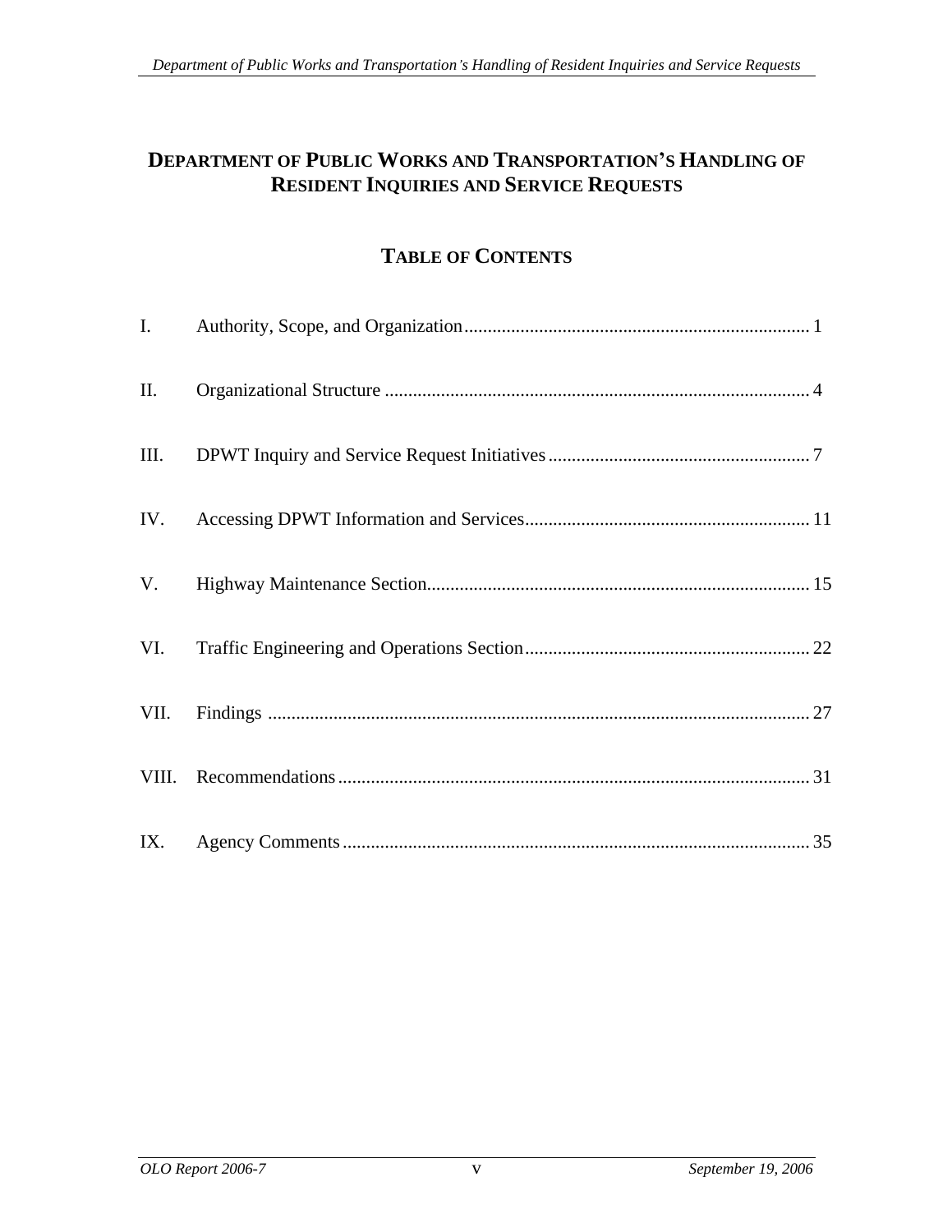# DEPARTMENT OF PUBLIC WORKS AND TRANSPORTATION'S HANDLING OF RESIDENT INQUIRIES AND SERVICE REQUESTS

## TABLE OF CONTENTS

| | | |
|---|---|---|
| I. | Authority, Scope, and Organization | 1 |
| II. | Organizational Structure | 4 |
| III. | DPWT Inquiry and Service Request Initiatives | 7 |
| IV. | Accessing DPWT Information and Services | 11 |
| V. | Highway Maintenance Section | 15 |
| VI. | Traffic Engineering and Operations Section | 22 |
| VII. | Findings | 27 |
| VIII. | Recommendations | 31 |
| IX. | Agency Comments | 35 |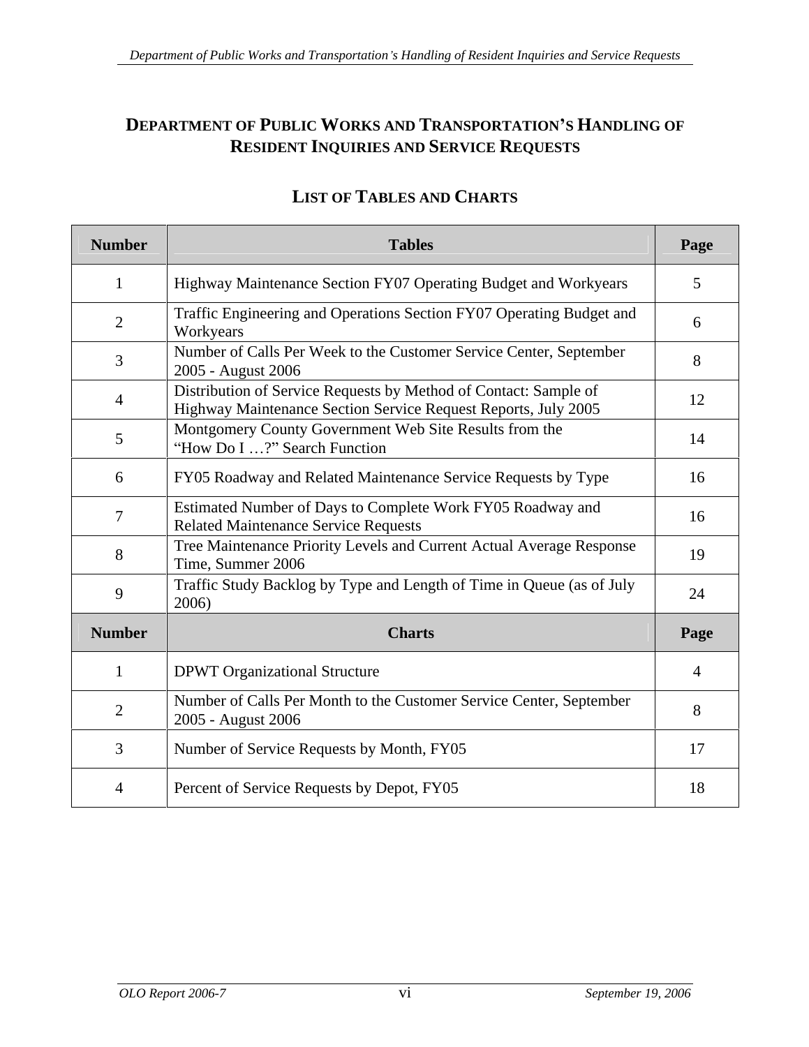# Department of Public Works and Transportation's Handling of Resident Inquiries and Service Requests

## List of Tables and Charts

| Number | Tables | Page |
|---|---|---|
| 1 | Highway Maintenance Section FY07 Operating Budget and Workyears | 5 |
| 2 | Traffic Engineering and Operations Section FY07 Operating Budget and Workyears | 6 |
| 3 | Number of Calls Per Week to the Customer Service Center, September 2005 - August 2006 | 8 |
| 4 | Distribution of Service Requests by Method of Contact: Sample of Highway Maintenance Section Service Request Reports, July 2005 | 12 |
| 5 | Montgomery County Government Web Site Results from the "How Do I …?" Search Function | 14 |
| 6 | FY05 Roadway and Related Maintenance Service Requests by Type | 16 |
| 7 | Estimated Number of Days to Complete Work FY05 Roadway and Related Maintenance Service Requests | 16 |
| 8 | Tree Maintenance Priority Levels and Current Actual Average Response Time, Summer 2006 | 19 |
| 9 | Traffic Study Backlog by Type and Length of Time in Queue (as of July 2006) | 24 |
| **Number** | **Charts** | **Page** |
| 1 | DPWT Organizational Structure | 4 |
| 2 | Number of Calls Per Month to the Customer Service Center, September 2005 - August 2006 | 8 |
| 3 | Number of Service Requests by Month, FY05 | 17 |
| 4 | Percent of Service Requests by Depot, FY05 | 18 |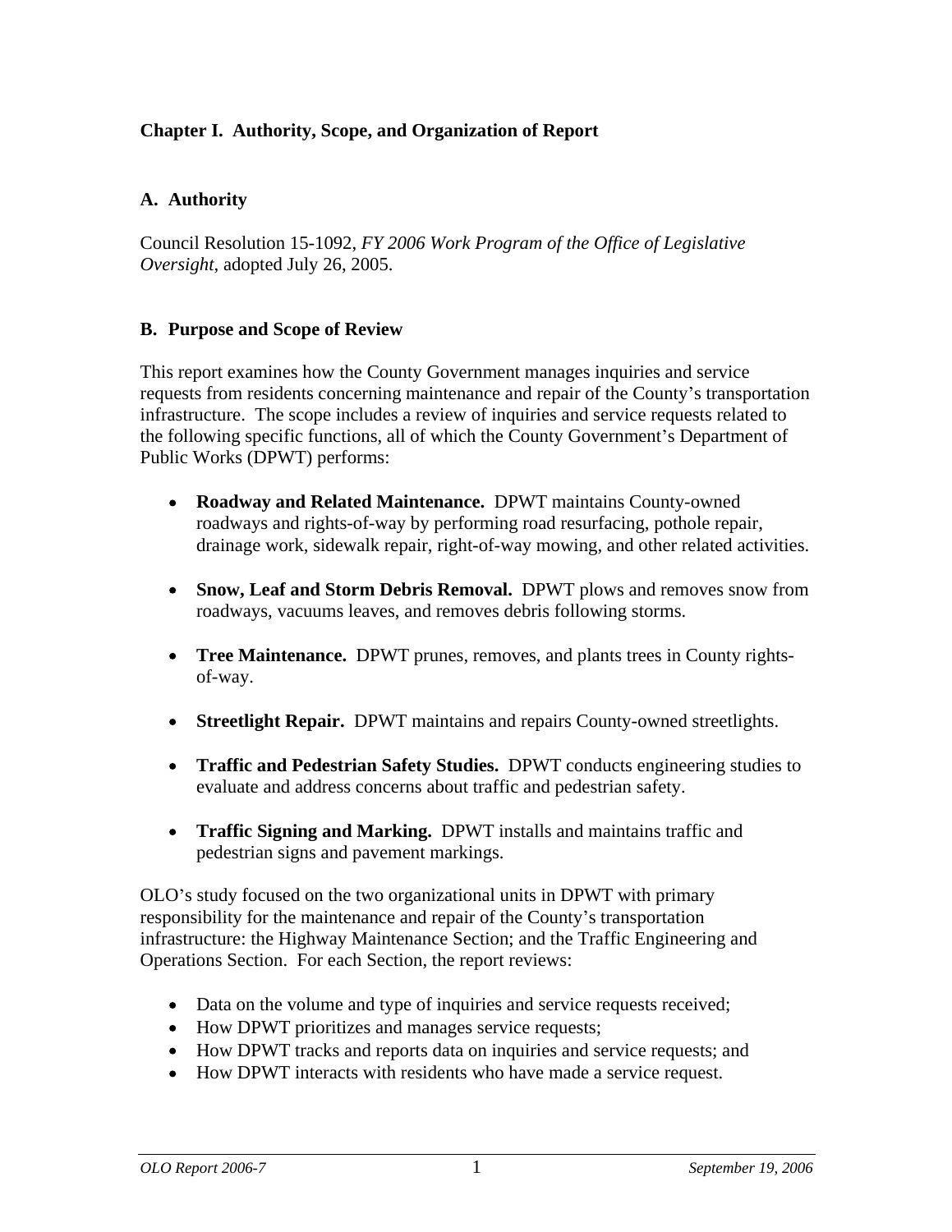## Chapter I. Authority, Scope, and Organization of Report

### A. Authority

Council Resolution 15-1092, *FY 2006 Work Program of the Office of Legislative Oversight*, adopted July 26, 2005.

### B. Purpose and Scope of Review

This report examines how the County Government manages inquiries and service requests from residents concerning maintenance and repair of the County's transportation infrastructure. The scope includes a review of inquiries and service requests related to the following specific functions, all of which the County Government's Department of Public Works (DPWT) performs:

- **Roadway and Related Maintenance.** DPWT maintains County-owned roadways and rights-of-way by performing road resurfacing, pothole repair, drainage work, sidewalk repair, right-of-way mowing, and other related activities.
- **Snow, Leaf and Storm Debris Removal.** DPWT plows and removes snow from roadways, vacuums leaves, and removes debris following storms.
- **Tree Maintenance.** DPWT prunes, removes, and plants trees in County rights-of-way.
- **Streetlight Repair.** DPWT maintains and repairs County-owned streetlights.
- **Traffic and Pedestrian Safety Studies.** DPWT conducts engineering studies to evaluate and address concerns about traffic and pedestrian safety.
- **Traffic Signing and Marking.** DPWT installs and maintains traffic and pedestrian signs and pavement markings.

OLO's study focused on the two organizational units in DPWT with primary responsibility for the maintenance and repair of the County's transportation infrastructure: the Highway Maintenance Section; and the Traffic Engineering and Operations Section. For each Section, the report reviews:

- Data on the volume and type of inquiries and service requests received;
- How DPWT prioritizes and manages service requests;
- How DPWT tracks and reports data on inquiries and service requests; and
- How DPWT interacts with residents who have made a service request.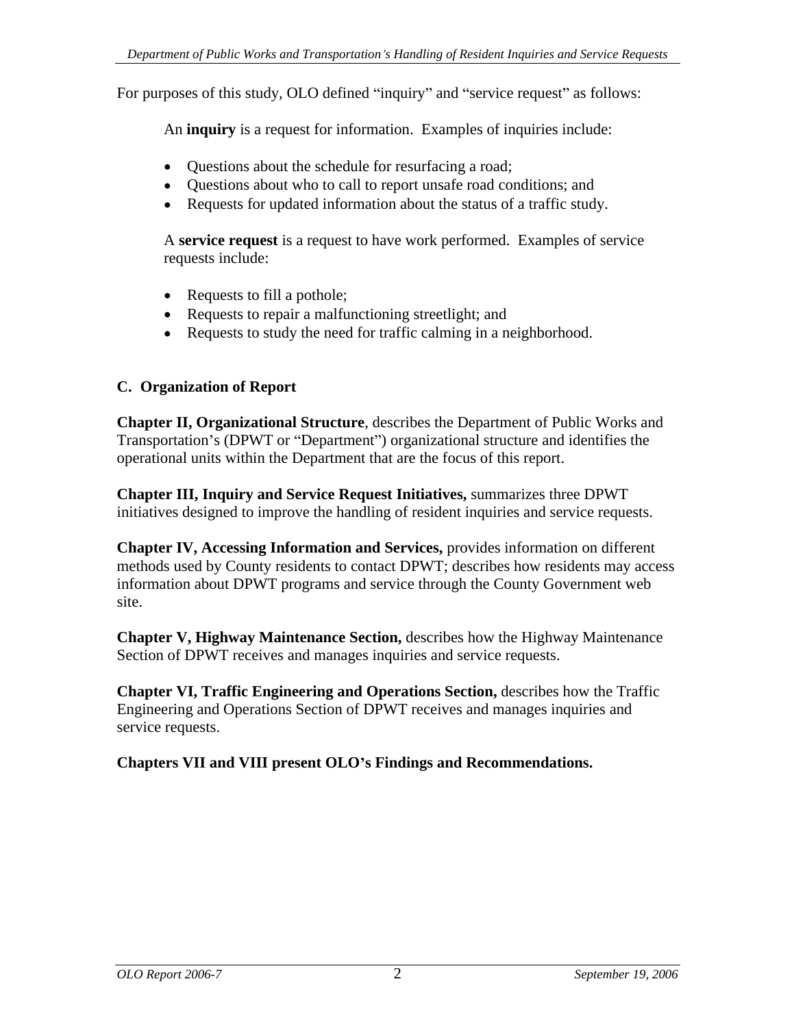For purposes of this study, OLO defined "inquiry" and "service request" as follows:

An **inquiry** is a request for information. Examples of inquiries include:

- Questions about the schedule for resurfacing a road;
- Questions about who to call to report unsafe road conditions; and
- Requests for updated information about the status of a traffic study.

A **service request** is a request to have work performed. Examples of service requests include:

- Requests to fill a pothole;
- Requests to repair a malfunctioning streetlight; and
- Requests to study the need for traffic calming in a neighborhood.

### C. Organization of Report

**Chapter II, Organizational Structure**, describes the Department of Public Works and Transportation's (DPWT or "Department") organizational structure and identifies the operational units within the Department that are the focus of this report.

**Chapter III, Inquiry and Service Request Initiatives,** summarizes three DPWT initiatives designed to improve the handling of resident inquiries and service requests.

**Chapter IV, Accessing Information and Services,** provides information on different methods used by County residents to contact DPWT; describes how residents may access information about DPWT programs and service through the County Government web site.

**Chapter V, Highway Maintenance Section,** describes how the Highway Maintenance Section of DPWT receives and manages inquiries and service requests.

**Chapter VI, Traffic Engineering and Operations Section,** describes how the Traffic Engineering and Operations Section of DPWT receives and manages inquiries and service requests.

**Chapters VII and VIII present OLO's Findings and Recommendations.**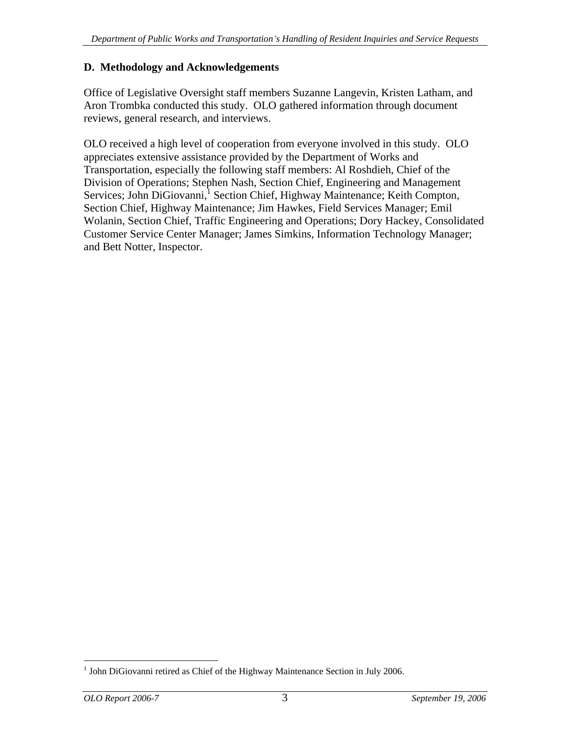## D. Methodology and Acknowledgements

Office of Legislative Oversight staff members Suzanne Langevin, Kristen Latham, and Aron Trombka conducted this study. OLO gathered information through document reviews, general research, and interviews.

OLO received a high level of cooperation from everyone involved in this study. OLO appreciates extensive assistance provided by the Department of Works and Transportation, especially the following staff members: Al Roshdieh, Chief of the Division of Operations; Stephen Nash, Section Chief, Engineering and Management Services; John DiGiovanni,[1] Section Chief, Highway Maintenance; Keith Compton, Section Chief, Highway Maintenance; Jim Hawkes, Field Services Manager; Emil Wolanin, Section Chief, Traffic Engineering and Operations; Dory Hackey, Consolidated Customer Service Center Manager; James Simkins, Information Technology Manager; and Bett Notter, Inspector.

[1] John DiGiovanni retired as Chief of the Highway Maintenance Section in July 2006.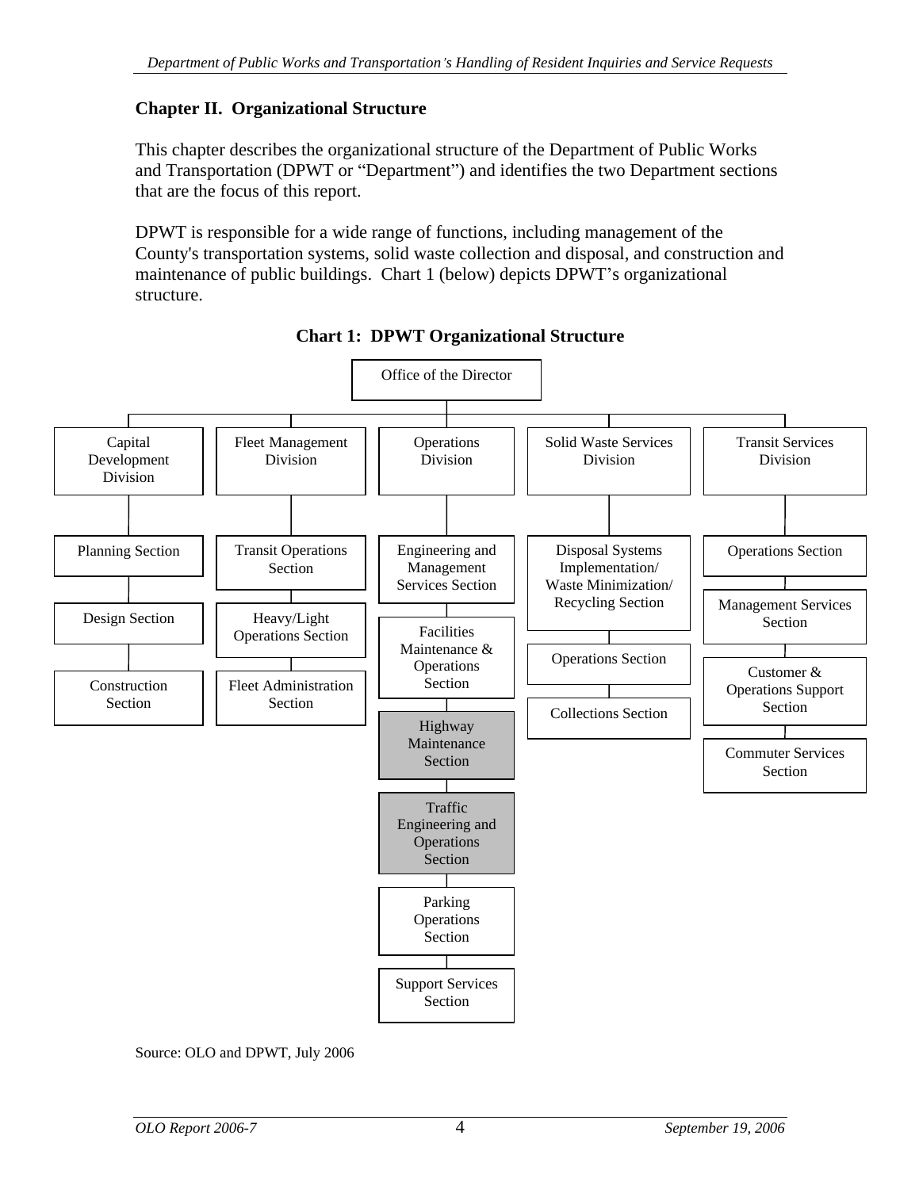## Chapter II. Organizational Structure

This chapter describes the organizational structure of the Department of Public Works and Transportation (DPWT or "Department") and identifies the two Department sections that are the focus of this report.

DPWT is responsible for a wide range of functions, including management of the County's transportation systems, solid waste collection and disposal, and construction and maintenance of public buildings. Chart 1 (below) depicts DPWT's organizational structure.

**Chart 1: DPWT Organizational Structure**

Office of the Director

Capital Development Division
Planning Section
Design Section
Construction Section

Fleet Management Division
Transit Operations Section
Heavy/Light Operations Section
Fleet Administration Section

Operations Division
Engineering and Management Services Section
Facilities Maintenance & Operations Section
Highway Maintenance Section
Traffic Engineering and Operations Section
Parking Operations Section
Support Services Section

Solid Waste Services Division
Disposal Systems Implementation/ Waste Minimization/ Recycling Section
Operations Section
Collections Section

Transit Services Division
Operations Section
Management Services Section
Customer & Operations Support Section
Commuter Services Section

Source: OLO and DPWT, July 2006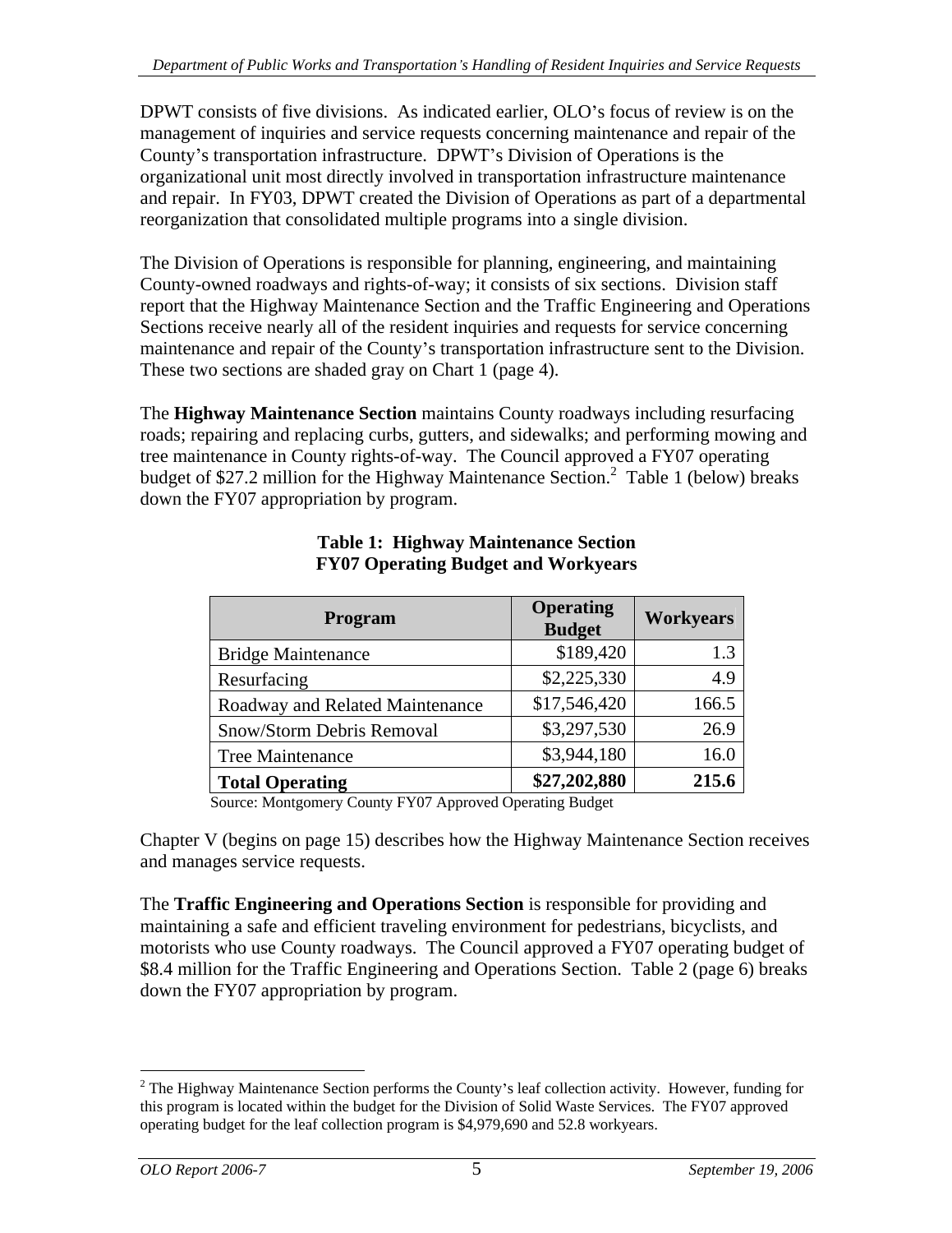DPWT consists of five divisions. As indicated earlier, OLO's focus of review is on the management of inquiries and service requests concerning maintenance and repair of the County's transportation infrastructure. DPWT's Division of Operations is the organizational unit most directly involved in transportation infrastructure maintenance and repair. In FY03, DPWT created the Division of Operations as part of a departmental reorganization that consolidated multiple programs into a single division.

The Division of Operations is responsible for planning, engineering, and maintaining County-owned roadways and rights-of-way; it consists of six sections. Division staff report that the Highway Maintenance Section and the Traffic Engineering and Operations Sections receive nearly all of the resident inquiries and requests for service concerning maintenance and repair of the County's transportation infrastructure sent to the Division. These two sections are shaded gray on Chart 1 (page 4).

The **Highway Maintenance Section** maintains County roadways including resurfacing roads; repairing and replacing curbs, gutters, and sidewalks; and performing mowing and tree maintenance in County rights-of-way. The Council approved a FY07 operating budget of $27.2 million for the Highway Maintenance Section.[2] Table 1 (below) breaks down the FY07 appropriation by program.

**Table 1: Highway Maintenance Section FY07 Operating Budget and Workyears**

| Program | Operating Budget | Workyears |
|---|---|---|
| Bridge Maintenance | $189,420 | 1.3 |
| Resurfacing | $2,225,330 | 4.9 |
| Roadway and Related Maintenance | $17,546,420 | 166.5 |
| Snow/Storm Debris Removal | $3,297,530 | 26.9 |
| Tree Maintenance | $3,944,180 | 16.0 |
| **Total Operating** | **$27,202,880** | **215.6** |

Source: Montgomery County FY07 Approved Operating Budget

Chapter V (begins on page 15) describes how the Highway Maintenance Section receives and manages service requests.

The **Traffic Engineering and Operations Section** is responsible for providing and maintaining a safe and efficient traveling environment for pedestrians, bicyclists, and motorists who use County roadways. The Council approved a FY07 operating budget of $8.4 million for the Traffic Engineering and Operations Section. Table 2 (page 6) breaks down the FY07 appropriation by program.

[2] The Highway Maintenance Section performs the County's leaf collection activity. However, funding for this program is located within the budget for the Division of Solid Waste Services. The FY07 approved operating budget for the leaf collection program is $4,979,690 and 52.8 workyears.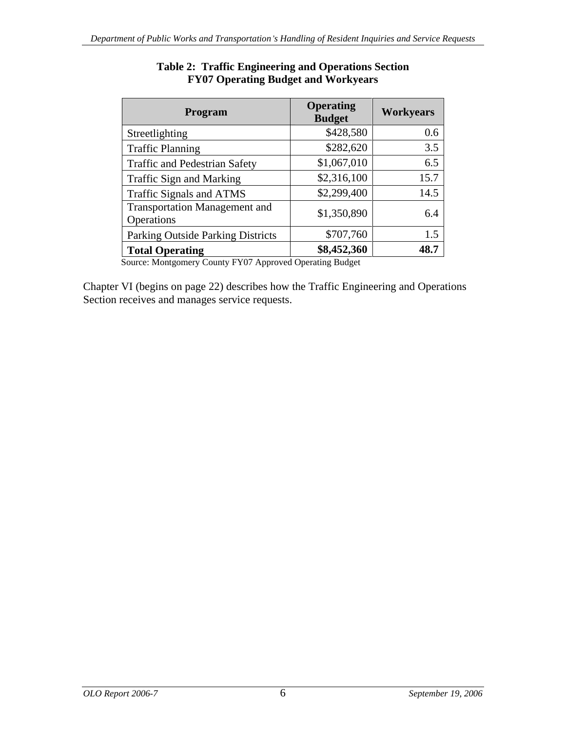**Table 2: Traffic Engineering and Operations Section FY07 Operating Budget and Workyears**

| Program | Operating Budget | Workyears |
|---|---|---|
| Streetlighting | $428,580 | 0.6 |
| Traffic Planning | $282,620 | 3.5 |
| Traffic and Pedestrian Safety | $1,067,010 | 6.5 |
| Traffic Sign and Marking | $2,316,100 | 15.7 |
| Traffic Signals and ATMS | $2,299,400 | 14.5 |
| Transportation Management and Operations | $1,350,890 | 6.4 |
| Parking Outside Parking Districts | $707,760 | 1.5 |
| **Total Operating** | **$8,452,360** | **48.7** |

Source: Montgomery County FY07 Approved Operating Budget

Chapter VI (begins on page 22) describes how the Traffic Engineering and Operations Section receives and manages service requests.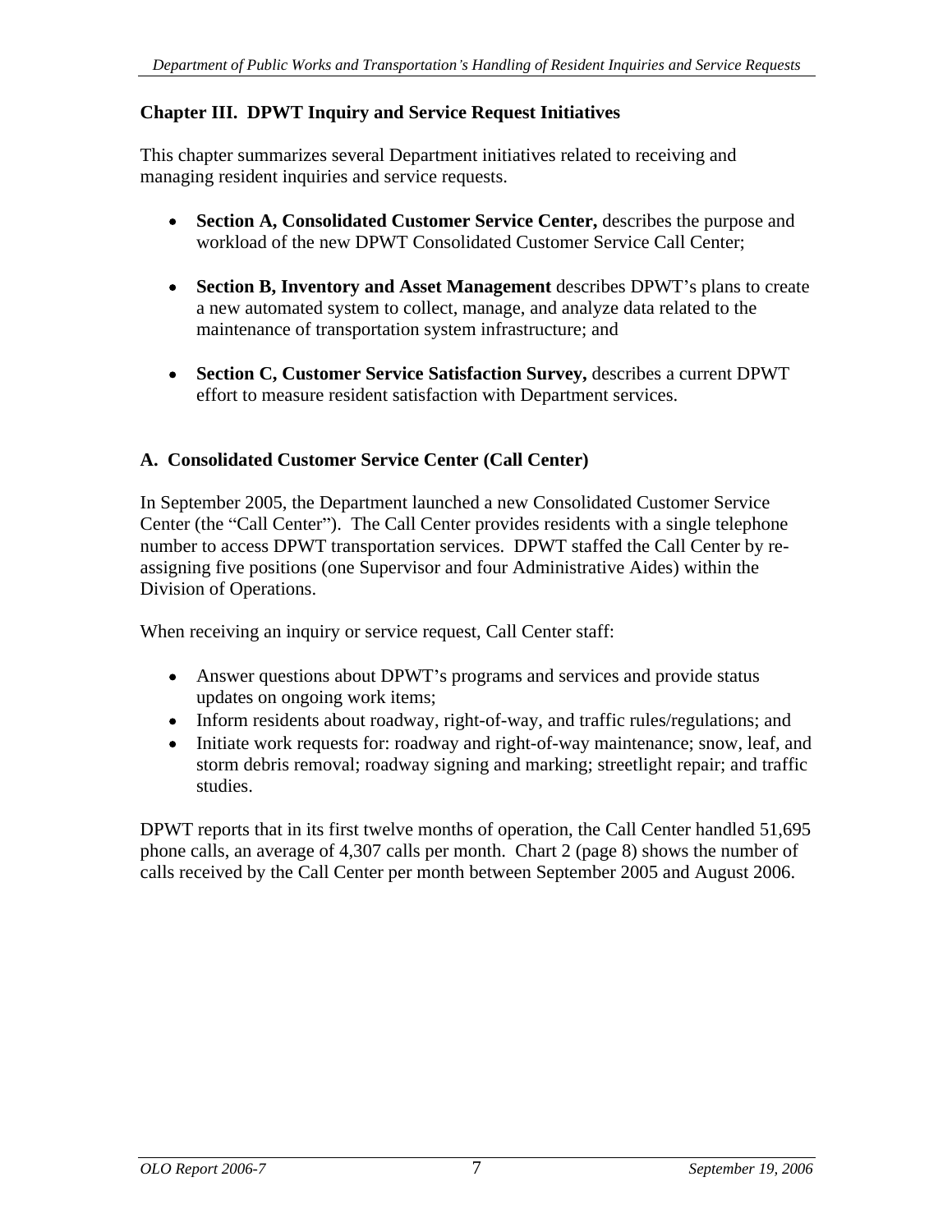## Chapter III. DPWT Inquiry and Service Request Initiatives

This chapter summarizes several Department initiatives related to receiving and managing resident inquiries and service requests.

- **Section A, Consolidated Customer Service Center,** describes the purpose and workload of the new DPWT Consolidated Customer Service Call Center;
- **Section B, Inventory and Asset Management** describes DPWT's plans to create a new automated system to collect, manage, and analyze data related to the maintenance of transportation system infrastructure; and
- **Section C, Customer Service Satisfaction Survey,** describes a current DPWT effort to measure resident satisfaction with Department services.

### A. Consolidated Customer Service Center (Call Center)

In September 2005, the Department launched a new Consolidated Customer Service Center (the "Call Center"). The Call Center provides residents with a single telephone number to access DPWT transportation services. DPWT staffed the Call Center by re-assigning five positions (one Supervisor and four Administrative Aides) within the Division of Operations.

When receiving an inquiry or service request, Call Center staff:

- Answer questions about DPWT's programs and services and provide status updates on ongoing work items;
- Inform residents about roadway, right-of-way, and traffic rules/regulations; and
- Initiate work requests for: roadway and right-of-way maintenance; snow, leaf, and storm debris removal; roadway signing and marking; streetlight repair; and traffic studies.

DPWT reports that in its first twelve months of operation, the Call Center handled 51,695 phone calls, an average of 4,307 calls per month. Chart 2 (page 8) shows the number of calls received by the Call Center per month between September 2005 and August 2006.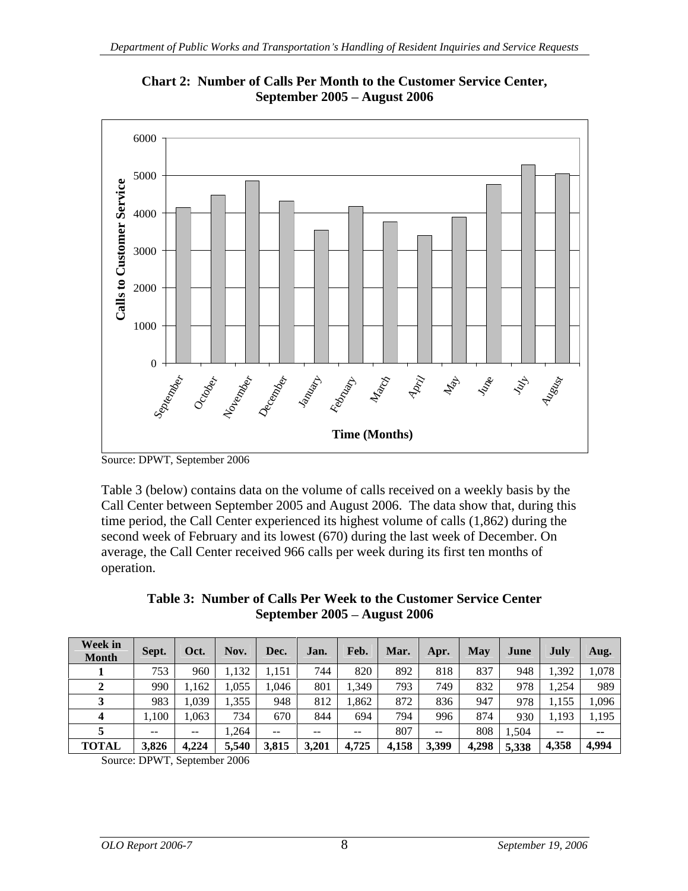**Chart 2: Number of Calls Per Month to the Customer Service Center, September 2005 – August 2006**

Calls to Customer Service

6000
5000
4000
3000
2000
1000
0

September
October
November
December
January
February
March
April
May
June
July
August

Time (Months)

Source: DPWT, September 2006

Table 3 (below) contains data on the volume of calls received on a weekly basis by the Call Center between September 2005 and August 2006. The data show that, during this time period, the Call Center experienced its highest volume of calls (1,862) during the second week of February and its lowest (670) during the last week of December. On average, the Call Center received 966 calls per week during its first ten months of operation.

**Table 3: Number of Calls Per Week to the Customer Service Center September 2005 – August 2006**

| Week in Month | Sept. | Oct. | Nov. | Dec. | Jan. | Feb. | Mar. | Apr. | May | June | July | Aug. |
|---|---|---|---|---|---|---|---|---|---|---|---|---|
| **1** | 753 | 960 | 1,132 | 1,151 | 744 | 820 | 892 | 818 | 837 | 948 | 1,392 | 1,078 |
| **2** | 990 | 1,162 | 1,055 | 1,046 | 801 | 1,349 | 793 | 749 | 832 | 978 | 1,254 | 989 |
| **3** | 983 | 1,039 | 1,355 | 948 | 812 | 1,862 | 872 | 836 | 947 | 978 | 1,155 | 1,096 |
| **4** | 1,100 | 1,063 | 734 | 670 | 844 | 694 | 794 | 996 | 874 | 930 | 1,193 | 1,195 |
| **5** | -- | -- | 1,264 | -- | -- | -- | 807 | -- | 808 | 1,504 | -- | -- |
| **TOTAL** | **3,826** | **4,224** | **5,540** | **3,815** | **3,201** | **4,725** | **4,158** | **3,399** | **4,298** | **5,338** | **4,358** | **4,994** |

Source: DPWT, September 2006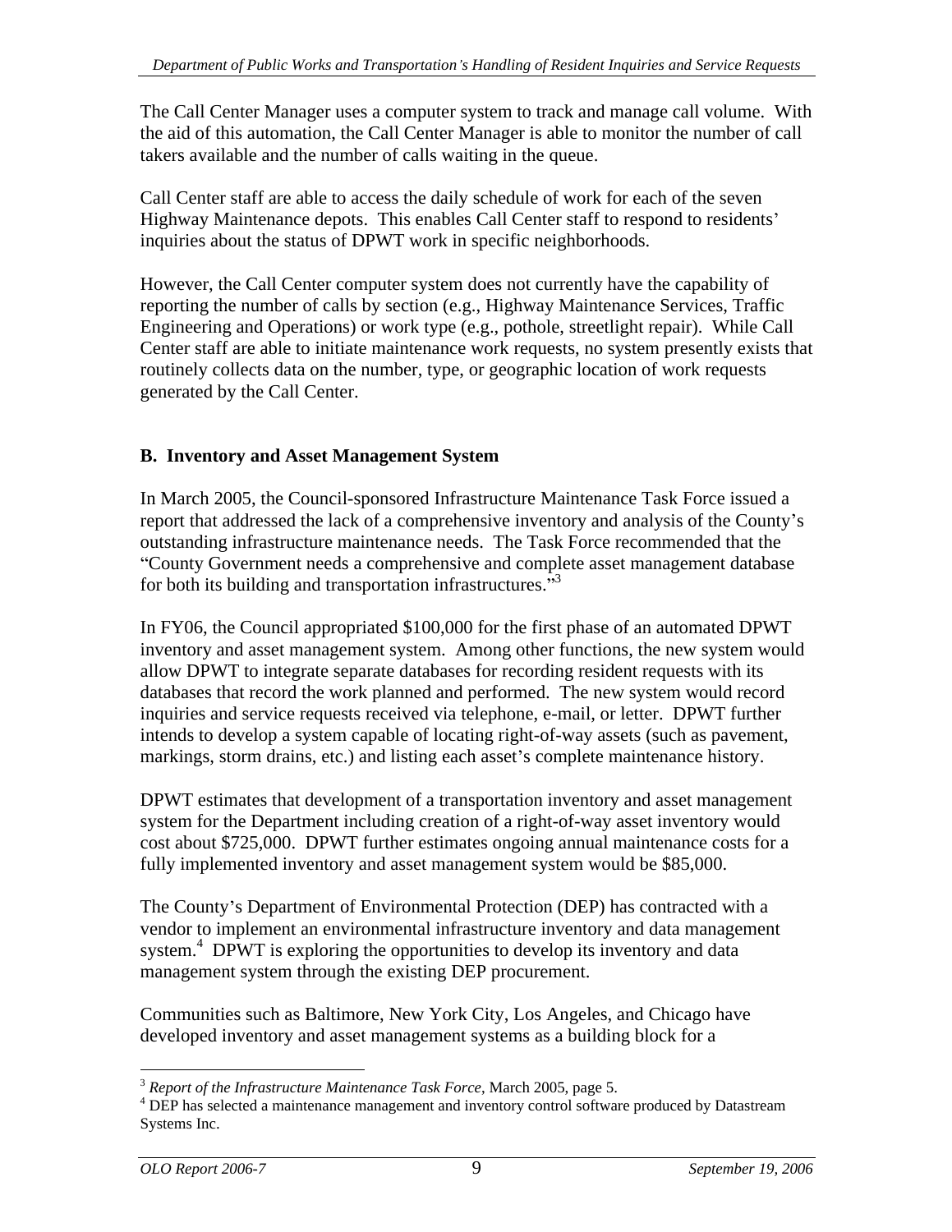The Call Center Manager uses a computer system to track and manage call volume. With the aid of this automation, the Call Center Manager is able to monitor the number of call takers available and the number of calls waiting in the queue.

Call Center staff are able to access the daily schedule of work for each of the seven Highway Maintenance depots. This enables Call Center staff to respond to residents' inquiries about the status of DPWT work in specific neighborhoods.

However, the Call Center computer system does not currently have the capability of reporting the number of calls by section (e.g., Highway Maintenance Services, Traffic Engineering and Operations) or work type (e.g., pothole, streetlight repair). While Call Center staff are able to initiate maintenance work requests, no system presently exists that routinely collects data on the number, type, or geographic location of work requests generated by the Call Center.

### B. Inventory and Asset Management System

In March 2005, the Council-sponsored Infrastructure Maintenance Task Force issued a report that addressed the lack of a comprehensive inventory and analysis of the County's outstanding infrastructure maintenance needs. The Task Force recommended that the "County Government needs a comprehensive and complete asset management database for both its building and transportation infrastructures."[3]

In FY06, the Council appropriated $100,000 for the first phase of an automated DPWT inventory and asset management system. Among other functions, the new system would allow DPWT to integrate separate databases for recording resident requests with its databases that record the work planned and performed. The new system would record inquiries and service requests received via telephone, e-mail, or letter. DPWT further intends to develop a system capable of locating right-of-way assets (such as pavement, markings, storm drains, etc.) and listing each asset's complete maintenance history.

DPWT estimates that development of a transportation inventory and asset management system for the Department including creation of a right-of-way asset inventory would cost about $725,000. DPWT further estimates ongoing annual maintenance costs for a fully implemented inventory and asset management system would be $85,000.

The County's Department of Environmental Protection (DEP) has contracted with a vendor to implement an environmental infrastructure inventory and data management system.[4] DPWT is exploring the opportunities to develop its inventory and data management system through the existing DEP procurement.

Communities such as Baltimore, New York City, Los Angeles, and Chicago have developed inventory and asset management systems as a building block for a

---

[3] *Report of the Infrastructure Maintenance Task Force*, March 2005, page 5.

[4] DEP has selected a maintenance management and inventory control software produced by Datastream Systems Inc.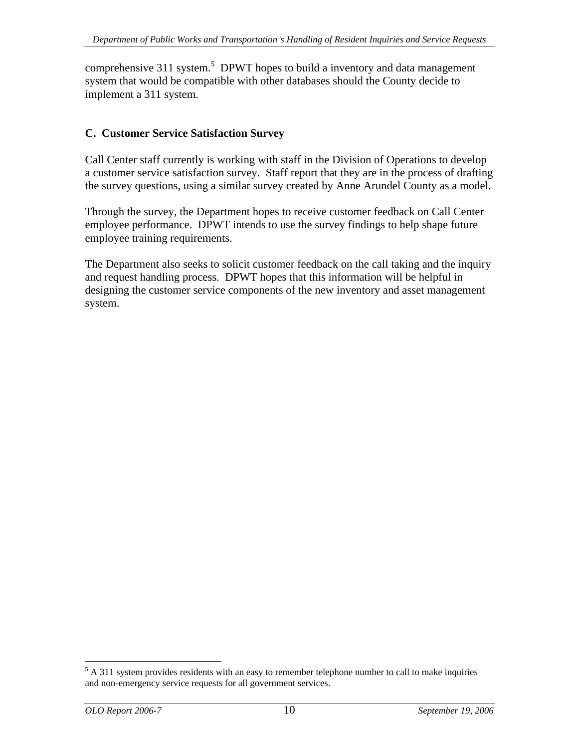comprehensive 311 system.[5] DPWT hopes to build a inventory and data management system that would be compatible with other databases should the County decide to implement a 311 system.

### C. Customer Service Satisfaction Survey

Call Center staff currently is working with staff in the Division of Operations to develop a customer service satisfaction survey. Staff report that they are in the process of drafting the survey questions, using a similar survey created by Anne Arundel County as a model.

Through the survey, the Department hopes to receive customer feedback on Call Center employee performance. DPWT intends to use the survey findings to help shape future employee training requirements.

The Department also seeks to solicit customer feedback on the call taking and the inquiry and request handling process. DPWT hopes that this information will be helpful in designing the customer service components of the new inventory and asset management system.

---

[5] A 311 system provides residents with an easy to remember telephone number to call to make inquiries and non-emergency service requests for all government services.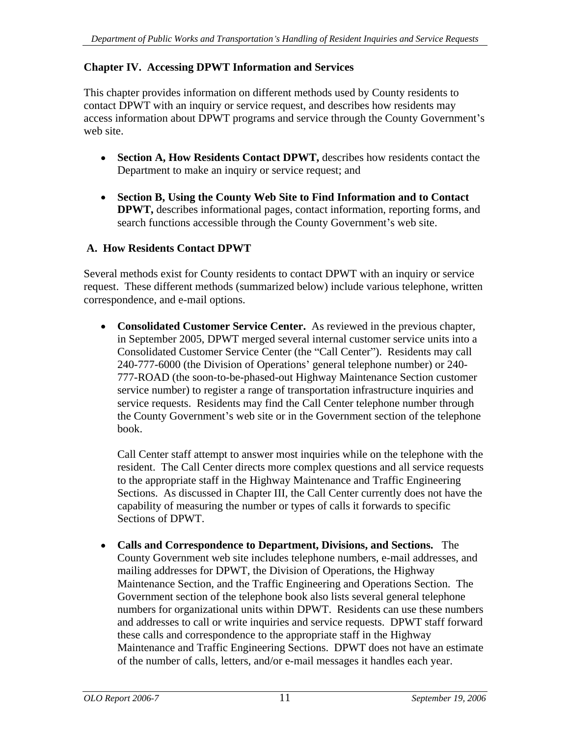## Chapter IV. Accessing DPWT Information and Services

This chapter provides information on different methods used by County residents to contact DPWT with an inquiry or service request, and describes how residents may access information about DPWT programs and service through the County Government's web site.

- **Section A, How Residents Contact DPWT,** describes how residents contact the Department to make an inquiry or service request; and
- **Section B, Using the County Web Site to Find Information and to Contact DPWT,** describes informational pages, contact information, reporting forms, and search functions accessible through the County Government's web site.

### A. How Residents Contact DPWT

Several methods exist for County residents to contact DPWT with an inquiry or service request. These different methods (summarized below) include various telephone, written correspondence, and e-mail options.

- **Consolidated Customer Service Center.** As reviewed in the previous chapter, in September 2005, DPWT merged several internal customer service units into a Consolidated Customer Service Center (the "Call Center"). Residents may call 240-777-6000 (the Division of Operations' general telephone number) or 240-777-ROAD (the soon-to-be-phased-out Highway Maintenance Section customer service number) to register a range of transportation infrastructure inquiries and service requests. Residents may find the Call Center telephone number through the County Government's web site or in the Government section of the telephone book.

  Call Center staff attempt to answer most inquiries while on the telephone with the resident. The Call Center directs more complex questions and all service requests to the appropriate staff in the Highway Maintenance and Traffic Engineering Sections. As discussed in Chapter III, the Call Center currently does not have the capability of measuring the number or types of calls it forwards to specific Sections of DPWT.

- **Calls and Correspondence to Department, Divisions, and Sections.** The County Government web site includes telephone numbers, e-mail addresses, and mailing addresses for DPWT, the Division of Operations, the Highway Maintenance Section, and the Traffic Engineering and Operations Section. The Government section of the telephone book also lists several general telephone numbers for organizational units within DPWT. Residents can use these numbers and addresses to call or write inquiries and service requests. DPWT staff forward these calls and correspondence to the appropriate staff in the Highway Maintenance and Traffic Engineering Sections. DPWT does not have an estimate of the number of calls, letters, and/or e-mail messages it handles each year.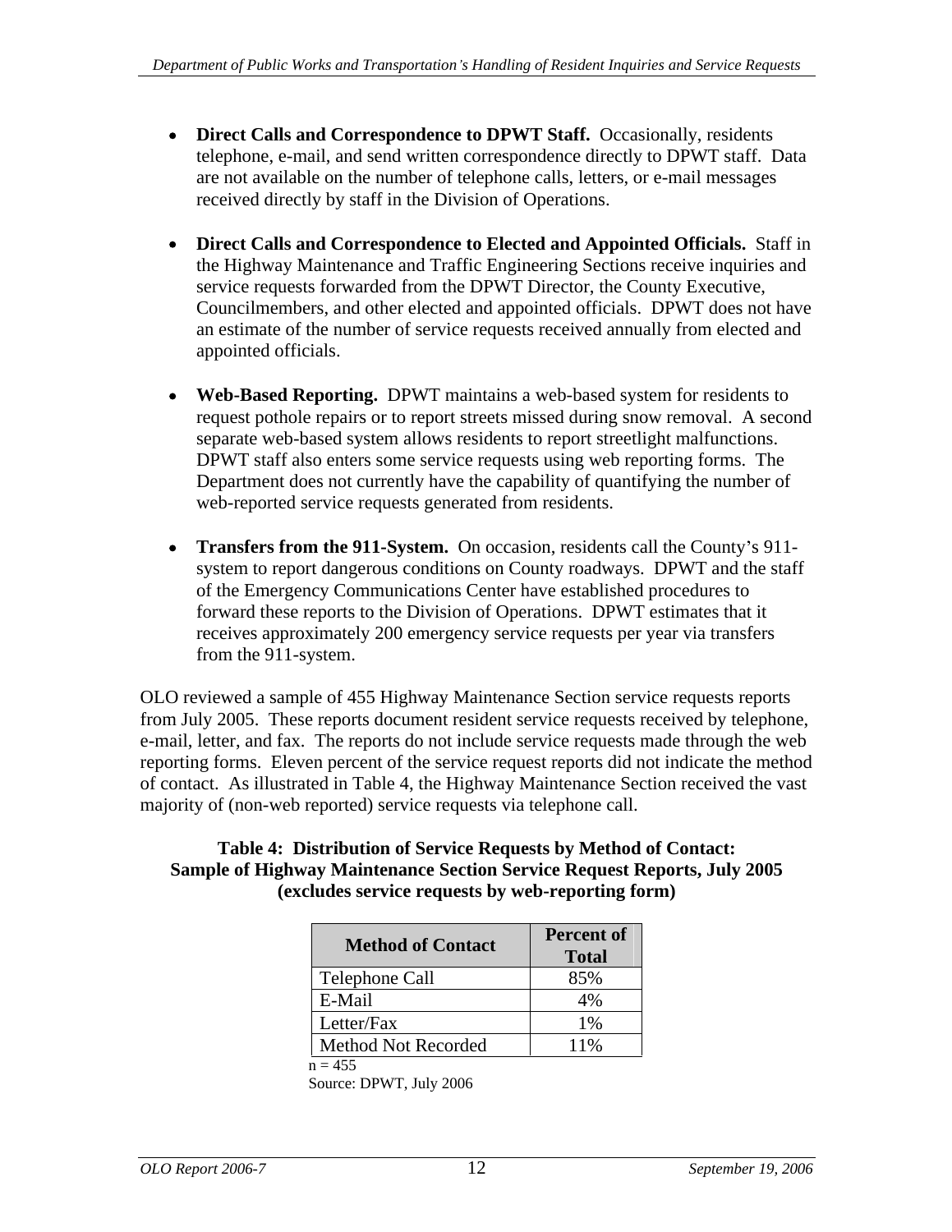- **Direct Calls and Correspondence to DPWT Staff.** Occasionally, residents telephone, e-mail, and send written correspondence directly to DPWT staff. Data are not available on the number of telephone calls, letters, or e-mail messages received directly by staff in the Division of Operations.

- **Direct Calls and Correspondence to Elected and Appointed Officials.** Staff in the Highway Maintenance and Traffic Engineering Sections receive inquiries and service requests forwarded from the DPWT Director, the County Executive, Councilmembers, and other elected and appointed officials. DPWT does not have an estimate of the number of service requests received annually from elected and appointed officials.

- **Web-Based Reporting.** DPWT maintains a web-based system for residents to request pothole repairs or to report streets missed during snow removal. A second separate web-based system allows residents to report streetlight malfunctions. DPWT staff also enters some service requests using web reporting forms. The Department does not currently have the capability of quantifying the number of web-reported service requests generated from residents.

- **Transfers from the 911-System.** On occasion, residents call the County's 911-system to report dangerous conditions on County roadways. DPWT and the staff of the Emergency Communications Center have established procedures to forward these reports to the Division of Operations. DPWT estimates that it receives approximately 200 emergency service requests per year via transfers from the 911-system.

OLO reviewed a sample of 455 Highway Maintenance Section service requests reports from July 2005. These reports document resident service requests received by telephone, e-mail, letter, and fax. The reports do not include service requests made through the web reporting forms. Eleven percent of the service request reports did not indicate the method of contact. As illustrated in Table 4, the Highway Maintenance Section received the vast majority of (non-web reported) service requests via telephone call.

**Table 4: Distribution of Service Requests by Method of Contact: Sample of Highway Maintenance Section Service Request Reports, July 2005 (excludes service requests by web-reporting form)**

| Method of Contact | Percent of Total |
|---|---|
| Telephone Call | 85% |
| E-Mail | 4% |
| Letter/Fax | 1% |
| Method Not Recorded | 11% |

n = 455

Source: DPWT, July 2006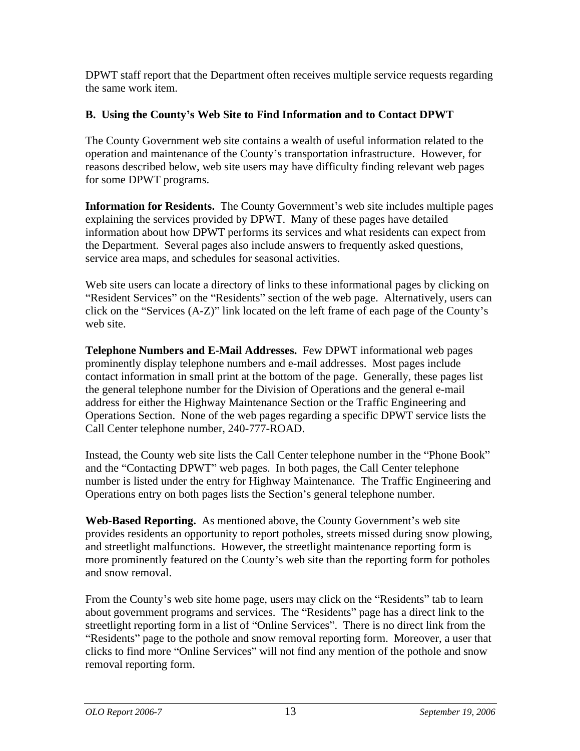DPWT staff report that the Department often receives multiple service requests regarding the same work item.

### B. Using the County's Web Site to Find Information and to Contact DPWT

The County Government web site contains a wealth of useful information related to the operation and maintenance of the County's transportation infrastructure. However, for reasons described below, web site users may have difficulty finding relevant web pages for some DPWT programs.

**Information for Residents.** The County Government's web site includes multiple pages explaining the services provided by DPWT. Many of these pages have detailed information about how DPWT performs its services and what residents can expect from the Department. Several pages also include answers to frequently asked questions, service area maps, and schedules for seasonal activities.

Web site users can locate a directory of links to these informational pages by clicking on "Resident Services" on the "Residents" section of the web page. Alternatively, users can click on the "Services (A-Z)" link located on the left frame of each page of the County's web site.

**Telephone Numbers and E-Mail Addresses.** Few DPWT informational web pages prominently display telephone numbers and e-mail addresses. Most pages include contact information in small print at the bottom of the page. Generally, these pages list the general telephone number for the Division of Operations and the general e-mail address for either the Highway Maintenance Section or the Traffic Engineering and Operations Section. None of the web pages regarding a specific DPWT service lists the Call Center telephone number, 240-777-ROAD.

Instead, the County web site lists the Call Center telephone number in the "Phone Book" and the "Contacting DPWT" web pages. In both pages, the Call Center telephone number is listed under the entry for Highway Maintenance. The Traffic Engineering and Operations entry on both pages lists the Section's general telephone number.

**Web-Based Reporting.** As mentioned above, the County Government's web site provides residents an opportunity to report potholes, streets missed during snow plowing, and streetlight malfunctions. However, the streetlight maintenance reporting form is more prominently featured on the County's web site than the reporting form for potholes and snow removal.

From the County's web site home page, users may click on the "Residents" tab to learn about government programs and services. The "Residents" page has a direct link to the streetlight reporting form in a list of "Online Services". There is no direct link from the "Residents" page to the pothole and snow removal reporting form. Moreover, a user that clicks to find more "Online Services" will not find any mention of the pothole and snow removal reporting form.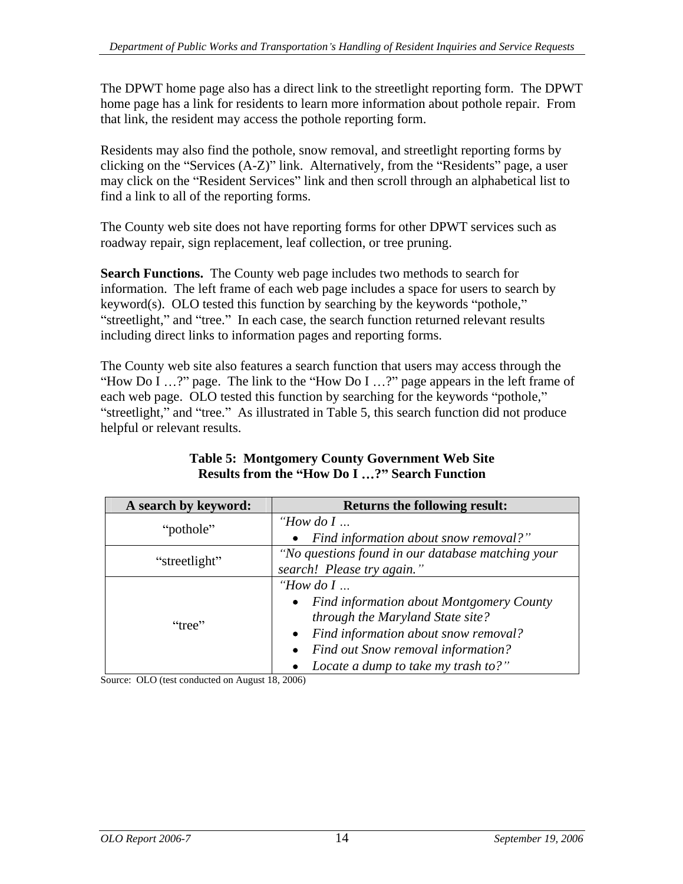The DPWT home page also has a direct link to the streetlight reporting form. The DPWT home page has a link for residents to learn more information about pothole repair. From that link, the resident may access the pothole reporting form.

Residents may also find the pothole, snow removal, and streetlight reporting forms by clicking on the "Services (A-Z)" link. Alternatively, from the "Residents" page, a user may click on the "Resident Services" link and then scroll through an alphabetical list to find a link to all of the reporting forms.

The County web site does not have reporting forms for other DPWT services such as roadway repair, sign replacement, leaf collection, or tree pruning.

**Search Functions.** The County web page includes two methods to search for information. The left frame of each web page includes a space for users to search by keyword(s). OLO tested this function by searching by the keywords "pothole," "streetlight," and "tree." In each case, the search function returned relevant results including direct links to information pages and reporting forms.

The County web site also features a search function that users may access through the "How Do I …?" page. The link to the "How Do I …?" page appears in the left frame of each web page. OLO tested this function by searching for the keywords "pothole," "streetlight," and "tree." As illustrated in Table 5, this search function did not produce helpful or relevant results.

**Table 5: Montgomery County Government Web Site Results from the "How Do I …?" Search Function**

| A search by keyword: | Returns the following result: |
|---|---|
| "pothole" | *"How do I …*<br>• *Find information about snow removal?"* |
| "streetlight" | *"No questions found in our database matching your search! Please try again."* |
| "tree" | *"How do I …*<br>• *Find information about Montgomery County through the Maryland State site?*<br>• *Find information about snow removal?*<br>• *Find out Snow removal information?*<br>• *Locate a dump to take my trash to?"* |

Source: OLO (test conducted on August 18, 2006)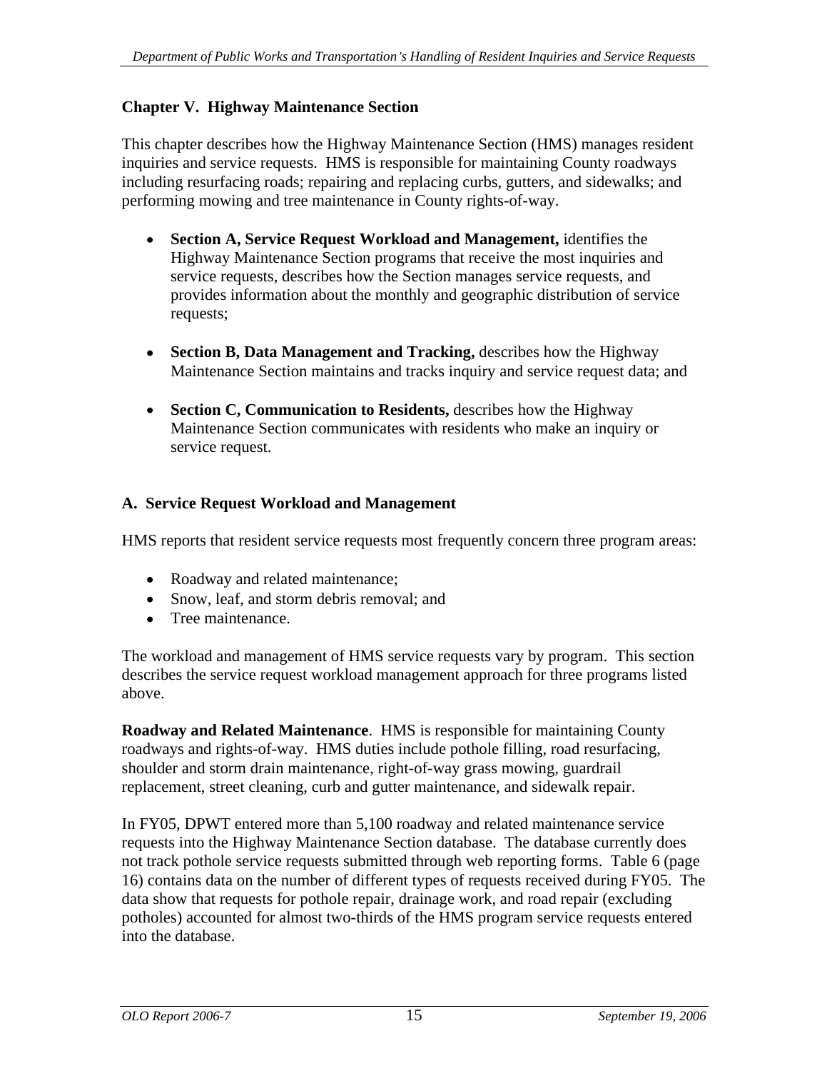## Chapter V. Highway Maintenance Section

This chapter describes how the Highway Maintenance Section (HMS) manages resident inquiries and service requests. HMS is responsible for maintaining County roadways including resurfacing roads; repairing and replacing curbs, gutters, and sidewalks; and performing mowing and tree maintenance in County rights-of-way.

- **Section A, Service Request Workload and Management,** identifies the Highway Maintenance Section programs that receive the most inquiries and service requests, describes how the Section manages service requests, and provides information about the monthly and geographic distribution of service requests;
- **Section B, Data Management and Tracking,** describes how the Highway Maintenance Section maintains and tracks inquiry and service request data; and
- **Section C, Communication to Residents,** describes how the Highway Maintenance Section communicates with residents who make an inquiry or service request.

### A. Service Request Workload and Management

HMS reports that resident service requests most frequently concern three program areas:

- Roadway and related maintenance;
- Snow, leaf, and storm debris removal; and
- Tree maintenance.

The workload and management of HMS service requests vary by program. This section describes the service request workload management approach for three programs listed above.

**Roadway and Related Maintenance**. HMS is responsible for maintaining County roadways and rights-of-way. HMS duties include pothole filling, road resurfacing, shoulder and storm drain maintenance, right-of-way grass mowing, guardrail replacement, street cleaning, curb and gutter maintenance, and sidewalk repair.

In FY05, DPWT entered more than 5,100 roadway and related maintenance service requests into the Highway Maintenance Section database. The database currently does not track pothole service requests submitted through web reporting forms. Table 6 (page 16) contains data on the number of different types of requests received during FY05. The data show that requests for pothole repair, drainage work, and road repair (excluding potholes) accounted for almost two-thirds of the HMS program service requests entered into the database.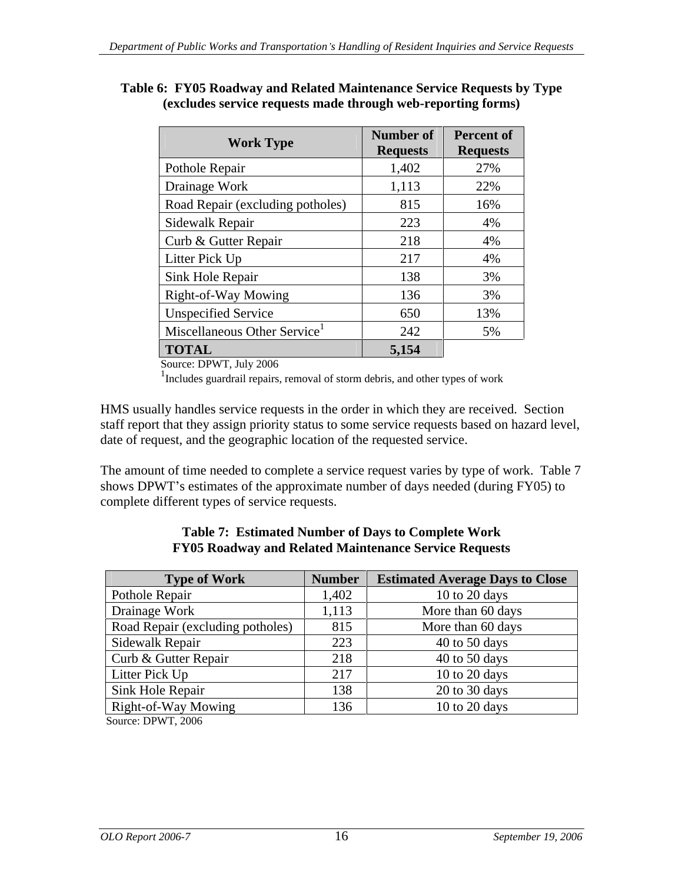**Table 6: FY05 Roadway and Related Maintenance Service Requests by Type (excludes service requests made through web-reporting forms)**

| Work Type | Number of Requests | Percent of Requests |
|---|---|---|
| Pothole Repair | 1,402 | 27% |
| Drainage Work | 1,113 | 22% |
| Road Repair (excluding potholes) | 815 | 16% |
| Sidewalk Repair | 223 | 4% |
| Curb & Gutter Repair | 218 | 4% |
| Litter Pick Up | 217 | 4% |
| Sink Hole Repair | 138 | 3% |
| Right-of-Way Mowing | 136 | 3% |
| Unspecified Service | 650 | 13% |
| Miscellaneous Other Service[1] | 242 | 5% |
| **TOTAL** | **5,154** | |

Source: DPWT, July 2006

[1]Includes guardrail repairs, removal of storm debris, and other types of work

HMS usually handles service requests in the order in which they are received. Section staff report that they assign priority status to some service requests based on hazard level, date of request, and the geographic location of the requested service.

The amount of time needed to complete a service request varies by type of work. Table 7 shows DPWT's estimates of the approximate number of days needed (during FY05) to complete different types of service requests.

**Table 7: Estimated Number of Days to Complete Work FY05 Roadway and Related Maintenance Service Requests**

| Type of Work | Number | Estimated Average Days to Close |
|---|---|---|
| Pothole Repair | 1,402 | 10 to 20 days |
| Drainage Work | 1,113 | More than 60 days |
| Road Repair (excluding potholes) | 815 | More than 60 days |
| Sidewalk Repair | 223 | 40 to 50 days |
| Curb & Gutter Repair | 218 | 40 to 50 days |
| Litter Pick Up | 217 | 10 to 20 days |
| Sink Hole Repair | 138 | 20 to 30 days |
| Right-of-Way Mowing | 136 | 10 to 20 days |

Source: DPWT, 2006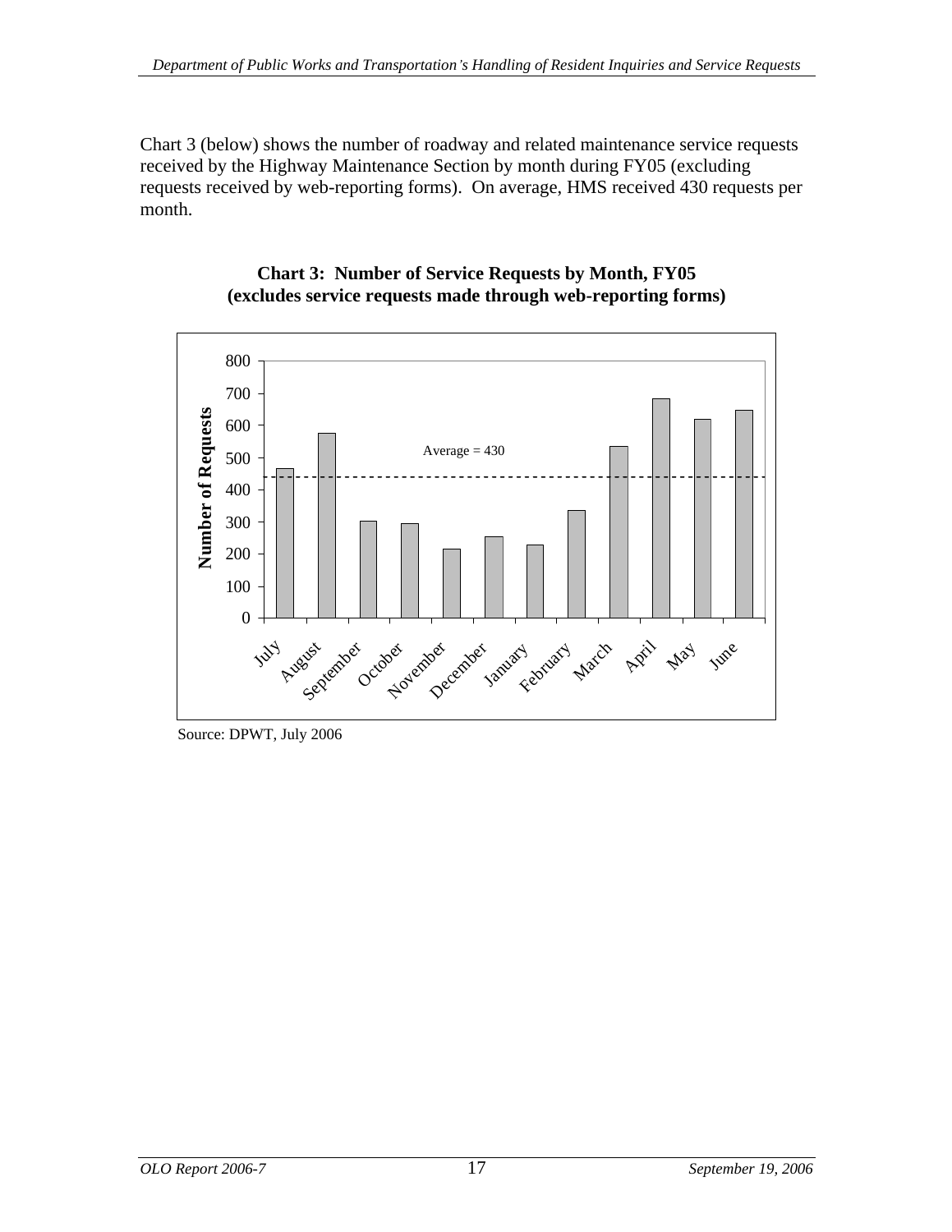Chart 3 (below) shows the number of roadway and related maintenance service requests received by the Highway Maintenance Section by month during FY05 (excluding requests received by web-reporting forms). On average, HMS received 430 requests per month.

**Chart 3: Number of Service Requests by Month, FY05**
**(excludes service requests made through web-reporting forms)**

Source: DPWT, July 2006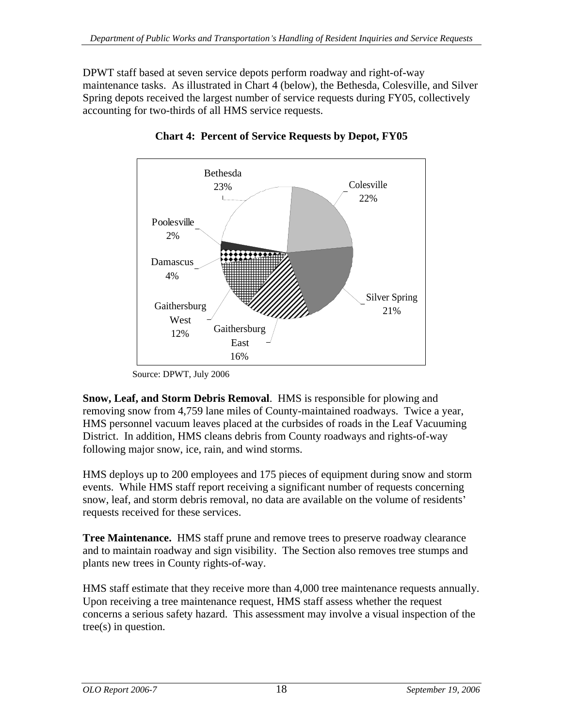DPWT staff based at seven service depots perform roadway and right-of-way maintenance tasks. As illustrated in Chart 4 (below), the Bethesda, Colesville, and Silver Spring depots received the largest number of service requests during FY05, collectively accounting for two-thirds of all HMS service requests.

**Chart 4: Percent of Service Requests by Depot, FY05**

Bethesda 23%
Colesville 22%
Silver Spring 21%
Gaithersburg East 16%
Gaithersburg West 12%
Damascus 4%
Poolesville 2%

Source: DPWT, July 2006

**Snow, Leaf, and Storm Debris Removal**. HMS is responsible for plowing and removing snow from 4,759 lane miles of County-maintained roadways. Twice a year, HMS personnel vacuum leaves placed at the curbsides of roads in the Leaf Vacuuming District. In addition, HMS cleans debris from County roadways and rights-of-way following major snow, ice, rain, and wind storms.

HMS deploys up to 200 employees and 175 pieces of equipment during snow and storm events. While HMS staff report receiving a significant number of requests concerning snow, leaf, and storm debris removal, no data are available on the volume of residents' requests received for these services.

**Tree Maintenance.** HMS staff prune and remove trees to preserve roadway clearance and to maintain roadway and sign visibility. The Section also removes tree stumps and plants new trees in County rights-of-way.

HMS staff estimate that they receive more than 4,000 tree maintenance requests annually. Upon receiving a tree maintenance request, HMS staff assess whether the request concerns a serious safety hazard. This assessment may involve a visual inspection of the tree(s) in question.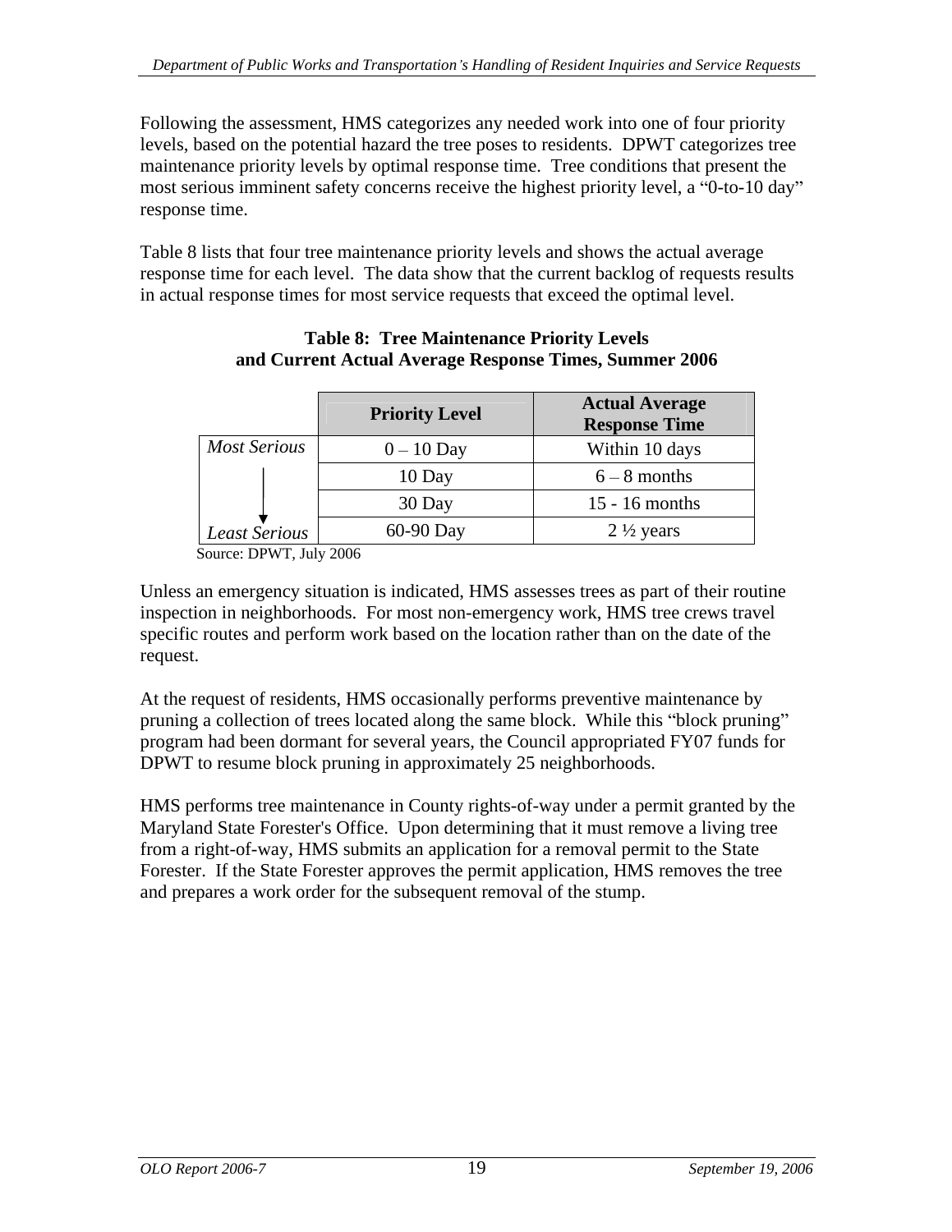Following the assessment, HMS categorizes any needed work into one of four priority levels, based on the potential hazard the tree poses to residents. DPWT categorizes tree maintenance priority levels by optimal response time. Tree conditions that present the most serious imminent safety concerns receive the highest priority level, a "0-to-10 day" response time.

Table 8 lists that four tree maintenance priority levels and shows the actual average response time for each level. The data show that the current backlog of requests results in actual response times for most service requests that exceed the optimal level.

**Table 8: Tree Maintenance Priority Levels and Current Actual Average Response Times, Summer 2006**

| | Priority Level | Actual Average Response Time |
|---|---|---|
| *Most Serious* | 0 – 10 Day | Within 10 days |
| | 10 Day | 6 – 8 months |
| | 30 Day | 15 - 16 months |
| *Least Serious* | 60-90 Day | 2 ½ years |

Source: DPWT, July 2006

Unless an emergency situation is indicated, HMS assesses trees as part of their routine inspection in neighborhoods. For most non-emergency work, HMS tree crews travel specific routes and perform work based on the location rather than on the date of the request.

At the request of residents, HMS occasionally performs preventive maintenance by pruning a collection of trees located along the same block. While this "block pruning" program had been dormant for several years, the Council appropriated FY07 funds for DPWT to resume block pruning in approximately 25 neighborhoods.

HMS performs tree maintenance in County rights-of-way under a permit granted by the Maryland State Forester's Office. Upon determining that it must remove a living tree from a right-of-way, HMS submits an application for a removal permit to the State Forester. If the State Forester approves the permit application, HMS removes the tree and prepares a work order for the subsequent removal of the stump.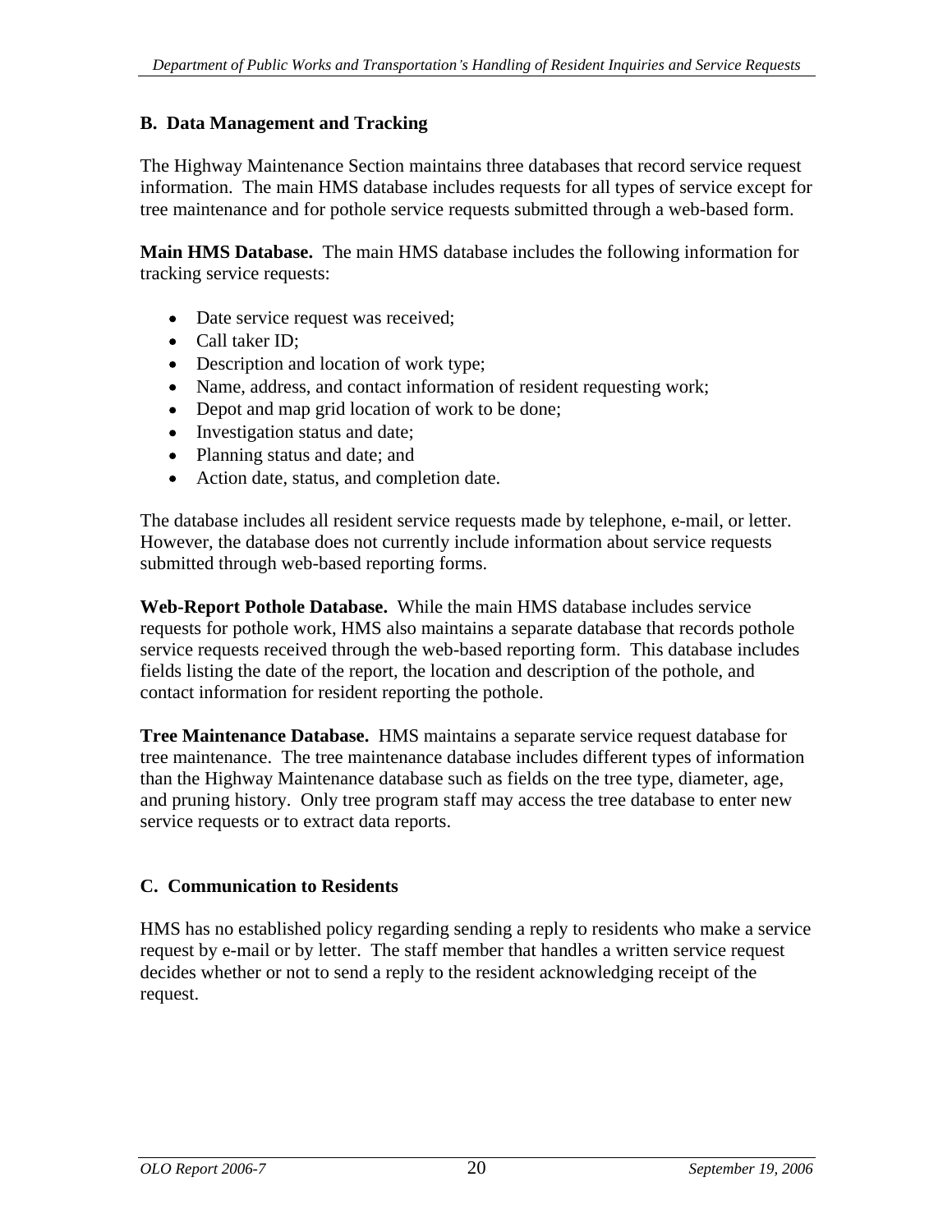### B. Data Management and Tracking

The Highway Maintenance Section maintains three databases that record service request information. The main HMS database includes requests for all types of service except for tree maintenance and for pothole service requests submitted through a web-based form.

**Main HMS Database.** The main HMS database includes the following information for tracking service requests:

- Date service request was received;
- Call taker ID;
- Description and location of work type;
- Name, address, and contact information of resident requesting work;
- Depot and map grid location of work to be done;
- Investigation status and date;
- Planning status and date; and
- Action date, status, and completion date.

The database includes all resident service requests made by telephone, e-mail, or letter. However, the database does not currently include information about service requests submitted through web-based reporting forms.

**Web-Report Pothole Database.** While the main HMS database includes service requests for pothole work, HMS also maintains a separate database that records pothole service requests received through the web-based reporting form. This database includes fields listing the date of the report, the location and description of the pothole, and contact information for resident reporting the pothole.

**Tree Maintenance Database.** HMS maintains a separate service request database for tree maintenance. The tree maintenance database includes different types of information than the Highway Maintenance database such as fields on the tree type, diameter, age, and pruning history. Only tree program staff may access the tree database to enter new service requests or to extract data reports.

### C. Communication to Residents

HMS has no established policy regarding sending a reply to residents who make a service request by e-mail or by letter. The staff member that handles a written service request decides whether or not to send a reply to the resident acknowledging receipt of the request.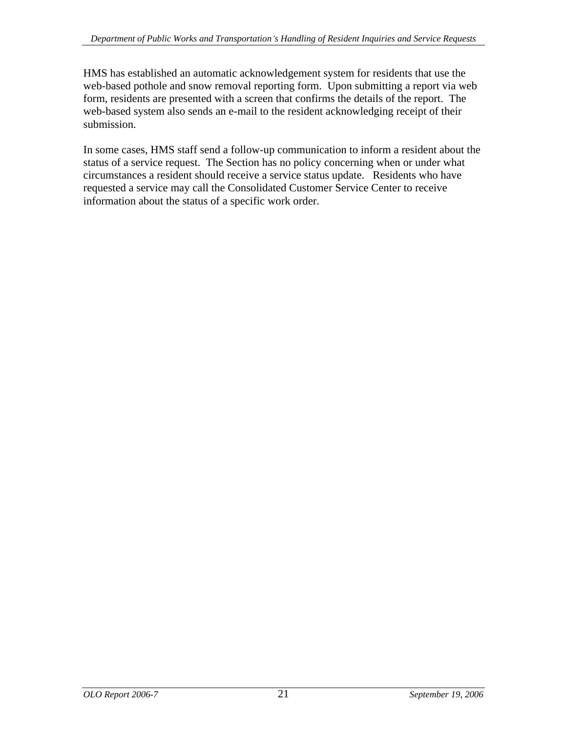HMS has established an automatic acknowledgement system for residents that use the web-based pothole and snow removal reporting form. Upon submitting a report via web form, residents are presented with a screen that confirms the details of the report. The web-based system also sends an e-mail to the resident acknowledging receipt of their submission.

In some cases, HMS staff send a follow-up communication to inform a resident about the status of a service request. The Section has no policy concerning when or under what circumstances a resident should receive a service status update. Residents who have requested a service may call the Consolidated Customer Service Center to receive information about the status of a specific work order.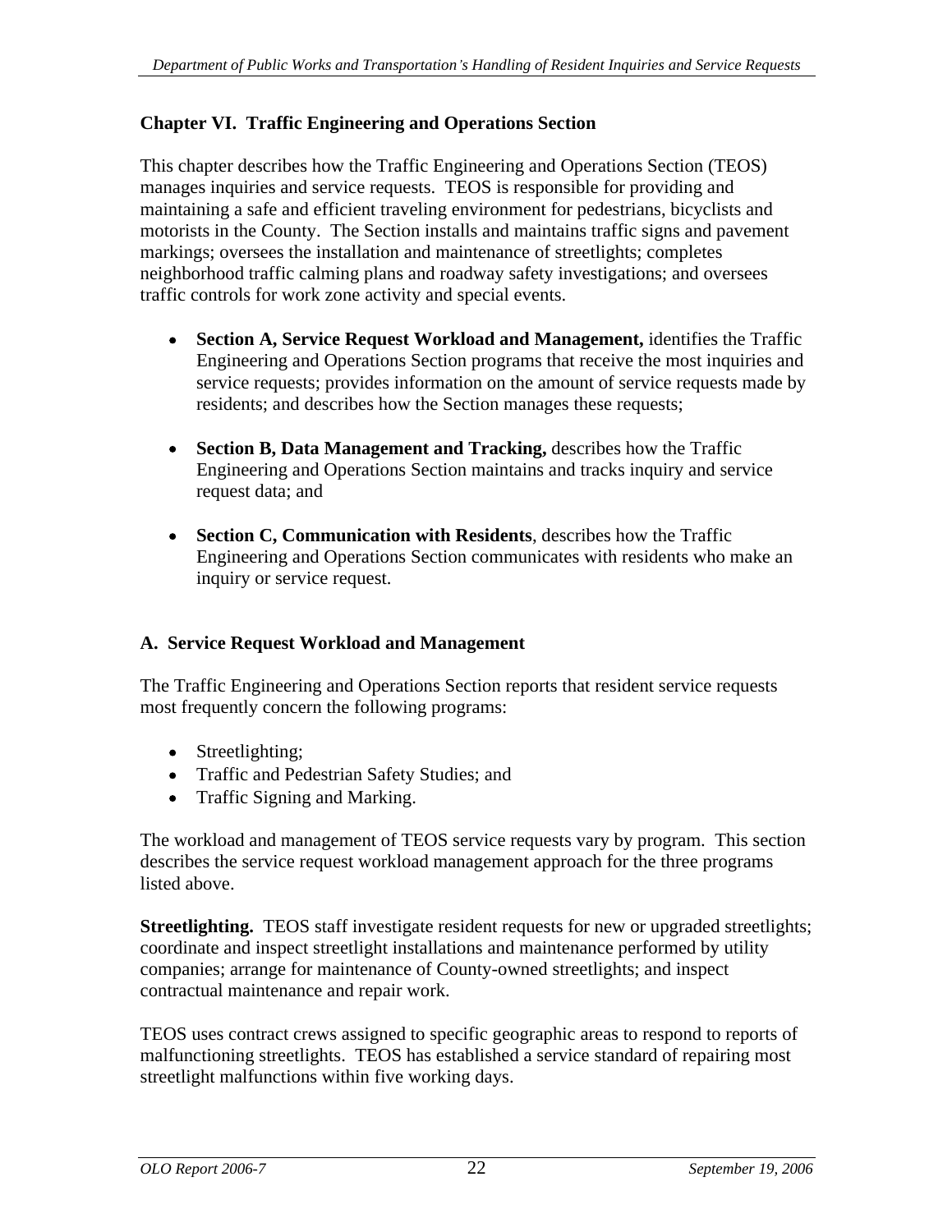## Chapter VI. Traffic Engineering and Operations Section

This chapter describes how the Traffic Engineering and Operations Section (TEOS) manages inquiries and service requests. TEOS is responsible for providing and maintaining a safe and efficient traveling environment for pedestrians, bicyclists and motorists in the County. The Section installs and maintains traffic signs and pavement markings; oversees the installation and maintenance of streetlights; completes neighborhood traffic calming plans and roadway safety investigations; and oversees traffic controls for work zone activity and special events.

- **Section A, Service Request Workload and Management,** identifies the Traffic Engineering and Operations Section programs that receive the most inquiries and service requests; provides information on the amount of service requests made by residents; and describes how the Section manages these requests;

- **Section B, Data Management and Tracking,** describes how the Traffic Engineering and Operations Section maintains and tracks inquiry and service request data; and

- **Section C, Communication with Residents**, describes how the Traffic Engineering and Operations Section communicates with residents who make an inquiry or service request.

### A. Service Request Workload and Management

The Traffic Engineering and Operations Section reports that resident service requests most frequently concern the following programs:

- Streetlighting;
- Traffic and Pedestrian Safety Studies; and
- Traffic Signing and Marking.

The workload and management of TEOS service requests vary by program. This section describes the service request workload management approach for the three programs listed above.

**Streetlighting.** TEOS staff investigate resident requests for new or upgraded streetlights; coordinate and inspect streetlight installations and maintenance performed by utility companies; arrange for maintenance of County-owned streetlights; and inspect contractual maintenance and repair work.

TEOS uses contract crews assigned to specific geographic areas to respond to reports of malfunctioning streetlights. TEOS has established a service standard of repairing most streetlight malfunctions within five working days.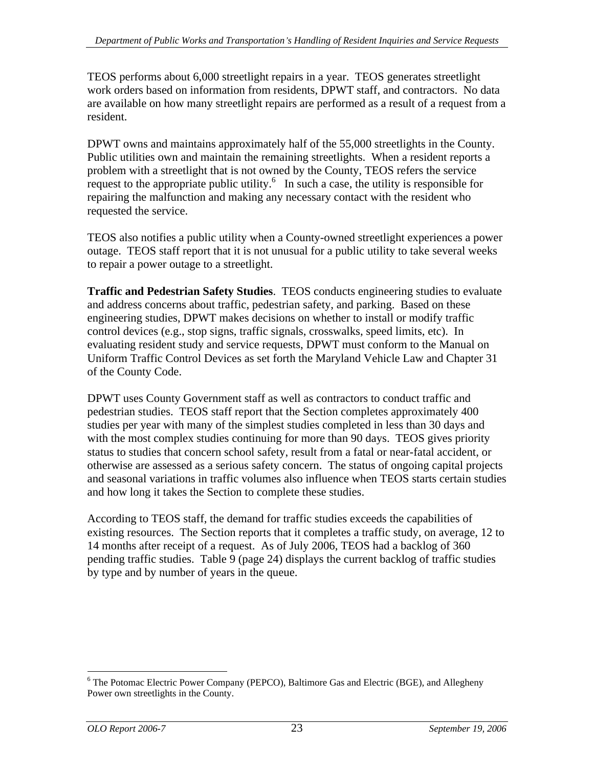TEOS performs about 6,000 streetlight repairs in a year. TEOS generates streetlight work orders based on information from residents, DPWT staff, and contractors. No data are available on how many streetlight repairs are performed as a result of a request from a resident.

DPWT owns and maintains approximately half of the 55,000 streetlights in the County. Public utilities own and maintain the remaining streetlights. When a resident reports a problem with a streetlight that is not owned by the County, TEOS refers the service request to the appropriate public utility.[6] In such a case, the utility is responsible for repairing the malfunction and making any necessary contact with the resident who requested the service.

TEOS also notifies a public utility when a County-owned streetlight experiences a power outage. TEOS staff report that it is not unusual for a public utility to take several weeks to repair a power outage to a streetlight.

**Traffic and Pedestrian Safety Studies**. TEOS conducts engineering studies to evaluate and address concerns about traffic, pedestrian safety, and parking. Based on these engineering studies, DPWT makes decisions on whether to install or modify traffic control devices (e.g., stop signs, traffic signals, crosswalks, speed limits, etc). In evaluating resident study and service requests, DPWT must conform to the Manual on Uniform Traffic Control Devices as set forth the Maryland Vehicle Law and Chapter 31 of the County Code.

DPWT uses County Government staff as well as contractors to conduct traffic and pedestrian studies. TEOS staff report that the Section completes approximately 400 studies per year with many of the simplest studies completed in less than 30 days and with the most complex studies continuing for more than 90 days. TEOS gives priority status to studies that concern school safety, result from a fatal or near-fatal accident, or otherwise are assessed as a serious safety concern. The status of ongoing capital projects and seasonal variations in traffic volumes also influence when TEOS starts certain studies and how long it takes the Section to complete these studies.

According to TEOS staff, the demand for traffic studies exceeds the capabilities of existing resources. The Section reports that it completes a traffic study, on average, 12 to 14 months after receipt of a request. As of July 2006, TEOS had a backlog of 360 pending traffic studies. Table 9 (page 24) displays the current backlog of traffic studies by type and by number of years in the queue.

[6] The Potomac Electric Power Company (PEPCO), Baltimore Gas and Electric (BGE), and Allegheny Power own streetlights in the County.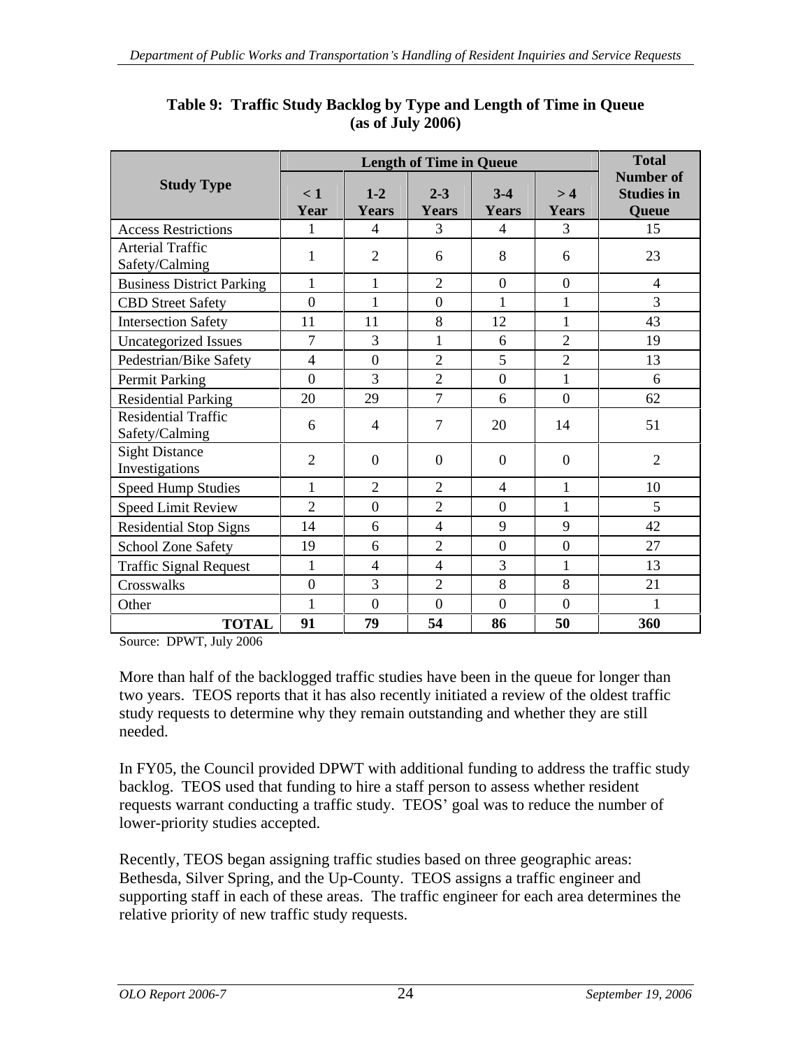**Table 9: Traffic Study Backlog by Type and Length of Time in Queue (as of July 2006)**

| Study Type | Length of Time in Queue | | | | | Total Number of Studies in Queue |
|---|---|---|---|---|---|---|
| | < 1 Year | 1-2 Years | 2-3 Years | 3-4 Years | > 4 Years | |
| Access Restrictions | 1 | 4 | 3 | 4 | 3 | 15 |
| Arterial Traffic Safety/Calming | 1 | 2 | 6 | 8 | 6 | 23 |
| Business District Parking | 1 | 1 | 2 | 0 | 0 | 4 |
| CBD Street Safety | 0 | 1 | 0 | 1 | 1 | 3 |
| Intersection Safety | 11 | 11 | 8 | 12 | 1 | 43 |
| Uncategorized Issues | 7 | 3 | 1 | 6 | 2 | 19 |
| Pedestrian/Bike Safety | 4 | 0 | 2 | 5 | 2 | 13 |
| Permit Parking | 0 | 3 | 2 | 0 | 1 | 6 |
| Residential Parking | 20 | 29 | 7 | 6 | 0 | 62 |
| Residential Traffic Safety/Calming | 6 | 4 | 7 | 20 | 14 | 51 |
| Sight Distance Investigations | 2 | 0 | 0 | 0 | 0 | 2 |
| Speed Hump Studies | 1 | 2 | 2 | 4 | 1 | 10 |
| Speed Limit Review | 2 | 0 | 2 | 0 | 1 | 5 |
| Residential Stop Signs | 14 | 6 | 4 | 9 | 9 | 42 |
| School Zone Safety | 19 | 6 | 2 | 0 | 0 | 27 |
| Traffic Signal Request | 1 | 4 | 4 | 3 | 1 | 13 |
| Crosswalks | 0 | 3 | 2 | 8 | 8 | 21 |
| Other | 1 | 0 | 0 | 0 | 0 | 1 |
| **TOTAL** | **91** | **79** | **54** | **86** | **50** | **360** |

Source: DPWT, July 2006

More than half of the backlogged traffic studies have been in the queue for longer than two years. TEOS reports that it has also recently initiated a review of the oldest traffic study requests to determine why they remain outstanding and whether they are still needed.

In FY05, the Council provided DPWT with additional funding to address the traffic study backlog. TEOS used that funding to hire a staff person to assess whether resident requests warrant conducting a traffic study. TEOS' goal was to reduce the number of lower-priority studies accepted.

Recently, TEOS began assigning traffic studies based on three geographic areas: Bethesda, Silver Spring, and the Up-County. TEOS assigns a traffic engineer and supporting staff in each of these areas. The traffic engineer for each area determines the relative priority of new traffic study requests.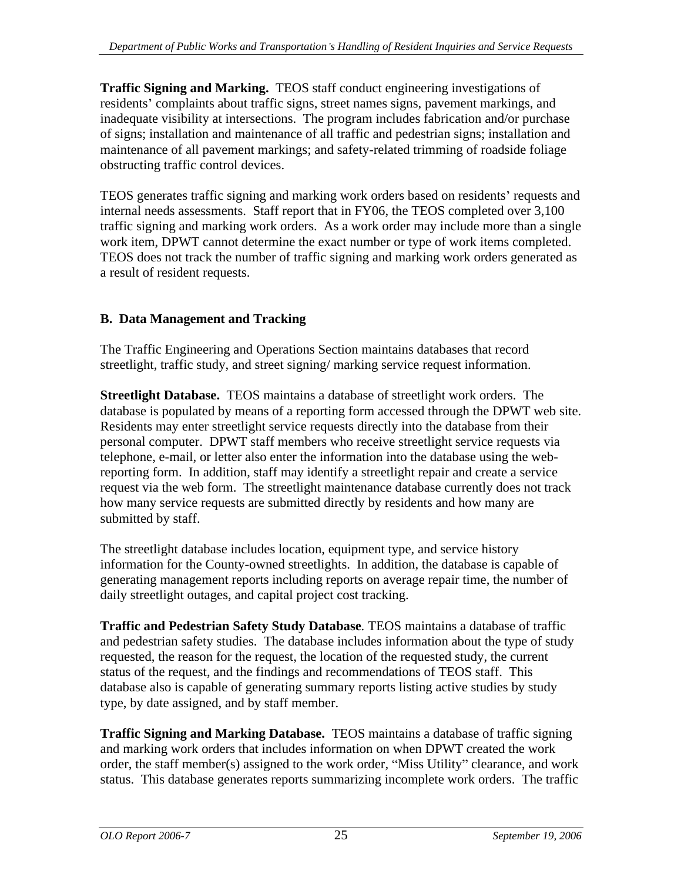**Traffic Signing and Marking.** TEOS staff conduct engineering investigations of residents' complaints about traffic signs, street names signs, pavement markings, and inadequate visibility at intersections. The program includes fabrication and/or purchase of signs; installation and maintenance of all traffic and pedestrian signs; installation and maintenance of all pavement markings; and safety-related trimming of roadside foliage obstructing traffic control devices.

TEOS generates traffic signing and marking work orders based on residents' requests and internal needs assessments. Staff report that in FY06, the TEOS completed over 3,100 traffic signing and marking work orders. As a work order may include more than a single work item, DPWT cannot determine the exact number or type of work items completed. TEOS does not track the number of traffic signing and marking work orders generated as a result of resident requests.

## B. Data Management and Tracking

The Traffic Engineering and Operations Section maintains databases that record streetlight, traffic study, and street signing/ marking service request information.

**Streetlight Database.** TEOS maintains a database of streetlight work orders. The database is populated by means of a reporting form accessed through the DPWT web site. Residents may enter streetlight service requests directly into the database from their personal computer. DPWT staff members who receive streetlight service requests via telephone, e-mail, or letter also enter the information into the database using the web-reporting form. In addition, staff may identify a streetlight repair and create a service request via the web form. The streetlight maintenance database currently does not track how many service requests are submitted directly by residents and how many are submitted by staff.

The streetlight database includes location, equipment type, and service history information for the County-owned streetlights. In addition, the database is capable of generating management reports including reports on average repair time, the number of daily streetlight outages, and capital project cost tracking.

**Traffic and Pedestrian Safety Study Database**. TEOS maintains a database of traffic and pedestrian safety studies. The database includes information about the type of study requested, the reason for the request, the location of the requested study, the current status of the request, and the findings and recommendations of TEOS staff. This database also is capable of generating summary reports listing active studies by study type, by date assigned, and by staff member.

**Traffic Signing and Marking Database.** TEOS maintains a database of traffic signing and marking work orders that includes information on when DPWT created the work order, the staff member(s) assigned to the work order, "Miss Utility" clearance, and work status. This database generates reports summarizing incomplete work orders. The traffic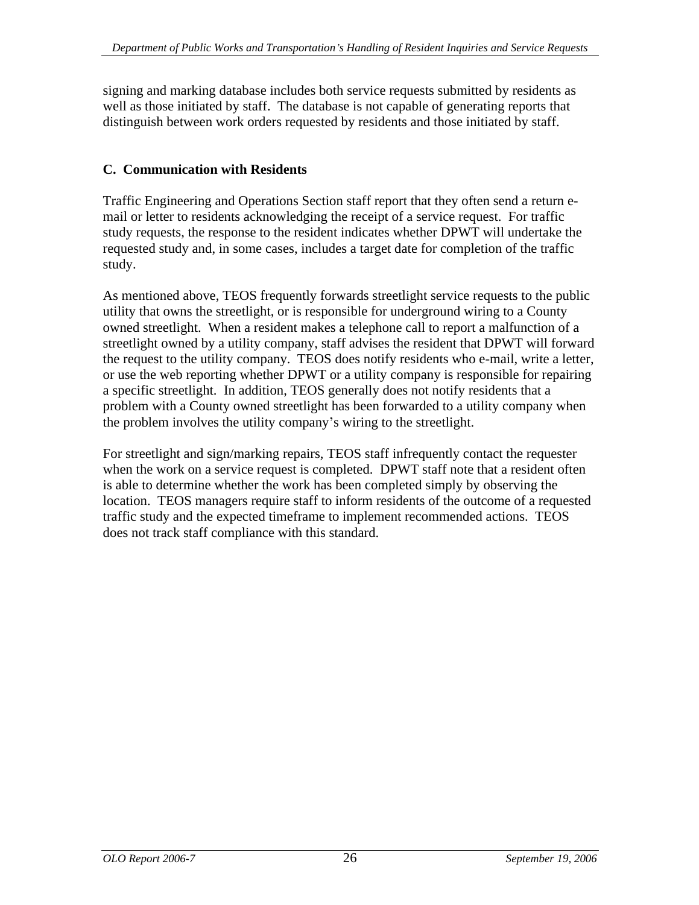signing and marking database includes both service requests submitted by residents as well as those initiated by staff. The database is not capable of generating reports that distinguish between work orders requested by residents and those initiated by staff.

### C. Communication with Residents

Traffic Engineering and Operations Section staff report that they often send a return e-mail or letter to residents acknowledging the receipt of a service request. For traffic study requests, the response to the resident indicates whether DPWT will undertake the requested study and, in some cases, includes a target date for completion of the traffic study.

As mentioned above, TEOS frequently forwards streetlight service requests to the public utility that owns the streetlight, or is responsible for underground wiring to a County owned streetlight. When a resident makes a telephone call to report a malfunction of a streetlight owned by a utility company, staff advises the resident that DPWT will forward the request to the utility company. TEOS does notify residents who e-mail, write a letter, or use the web reporting whether DPWT or a utility company is responsible for repairing a specific streetlight. In addition, TEOS generally does not notify residents that a problem with a County owned streetlight has been forwarded to a utility company when the problem involves the utility company's wiring to the streetlight.

For streetlight and sign/marking repairs, TEOS staff infrequently contact the requester when the work on a service request is completed. DPWT staff note that a resident often is able to determine whether the work has been completed simply by observing the location. TEOS managers require staff to inform residents of the outcome of a requested traffic study and the expected timeframe to implement recommended actions. TEOS does not track staff compliance with this standard.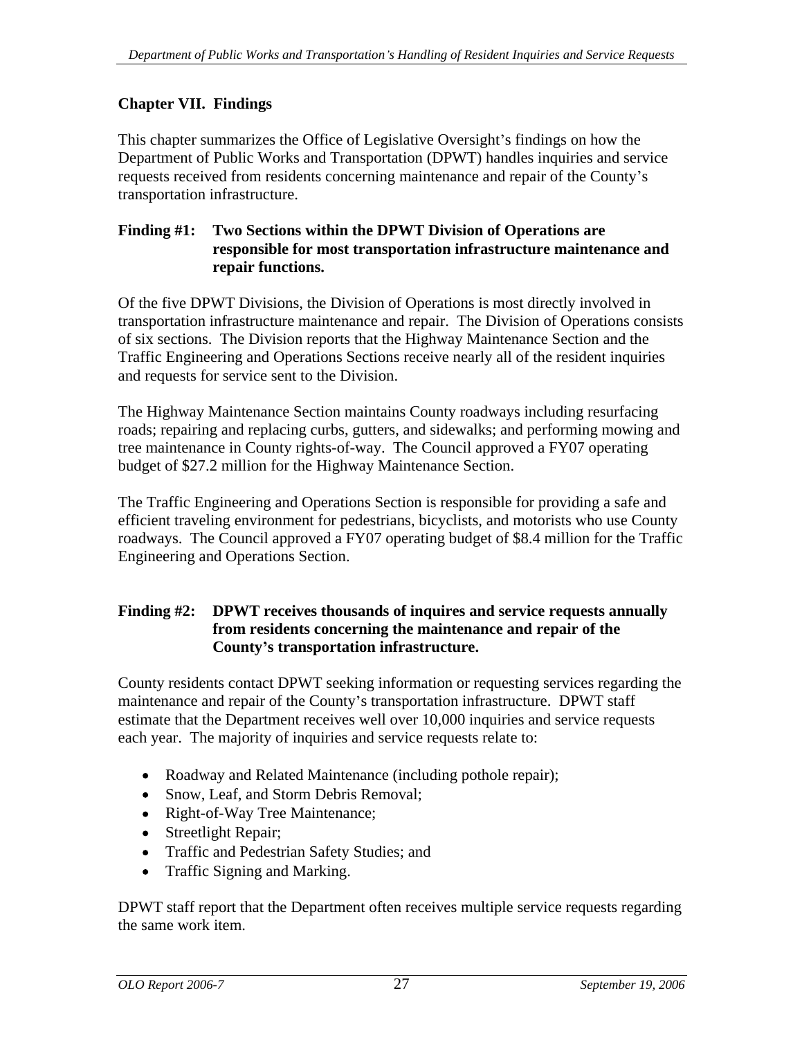## Chapter VII. Findings

This chapter summarizes the Office of Legislative Oversight's findings on how the Department of Public Works and Transportation (DPWT) handles inquiries and service requests received from residents concerning maintenance and repair of the County's transportation infrastructure.

### Finding #1: Two Sections within the DPWT Division of Operations are responsible for most transportation infrastructure maintenance and repair functions.

Of the five DPWT Divisions, the Division of Operations is most directly involved in transportation infrastructure maintenance and repair. The Division of Operations consists of six sections. The Division reports that the Highway Maintenance Section and the Traffic Engineering and Operations Sections receive nearly all of the resident inquiries and requests for service sent to the Division.

The Highway Maintenance Section maintains County roadways including resurfacing roads; repairing and replacing curbs, gutters, and sidewalks; and performing mowing and tree maintenance in County rights-of-way. The Council approved a FY07 operating budget of $27.2 million for the Highway Maintenance Section.

The Traffic Engineering and Operations Section is responsible for providing a safe and efficient traveling environment for pedestrians, bicyclists, and motorists who use County roadways. The Council approved a FY07 operating budget of $8.4 million for the Traffic Engineering and Operations Section.

### Finding #2: DPWT receives thousands of inquires and service requests annually from residents concerning the maintenance and repair of the County's transportation infrastructure.

County residents contact DPWT seeking information or requesting services regarding the maintenance and repair of the County's transportation infrastructure. DPWT staff estimate that the Department receives well over 10,000 inquiries and service requests each year. The majority of inquiries and service requests relate to:

- Roadway and Related Maintenance (including pothole repair);
- Snow, Leaf, and Storm Debris Removal;
- Right-of-Way Tree Maintenance;
- Streetlight Repair;
- Traffic and Pedestrian Safety Studies; and
- Traffic Signing and Marking.

DPWT staff report that the Department often receives multiple service requests regarding the same work item.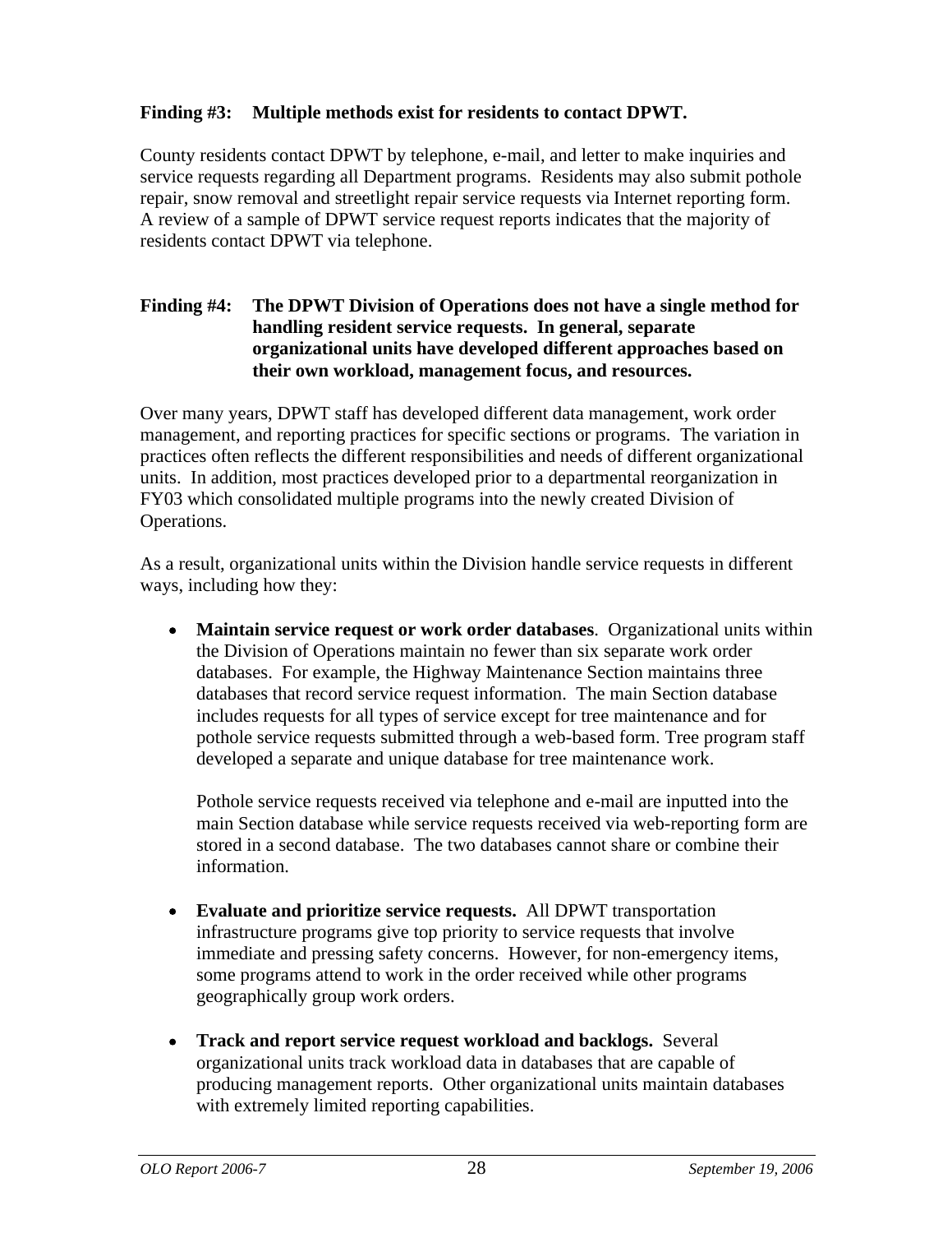**Finding #3: Multiple methods exist for residents to contact DPWT.**

County residents contact DPWT by telephone, e-mail, and letter to make inquiries and service requests regarding all Department programs. Residents may also submit pothole repair, snow removal and streetlight repair service requests via Internet reporting form. A review of a sample of DPWT service request reports indicates that the majority of residents contact DPWT via telephone.

**Finding #4: The DPWT Division of Operations does not have a single method for handling resident service requests. In general, separate organizational units have developed different approaches based on their own workload, management focus, and resources.**

Over many years, DPWT staff has developed different data management, work order management, and reporting practices for specific sections or programs. The variation in practices often reflects the different responsibilities and needs of different organizational units. In addition, most practices developed prior to a departmental reorganization in FY03 which consolidated multiple programs into the newly created Division of Operations.

As a result, organizational units within the Division handle service requests in different ways, including how they:

- **Maintain service request or work order databases**. Organizational units within the Division of Operations maintain no fewer than six separate work order databases. For example, the Highway Maintenance Section maintains three databases that record service request information. The main Section database includes requests for all types of service except for tree maintenance and for pothole service requests submitted through a web-based form. Tree program staff developed a separate and unique database for tree maintenance work.

  Pothole service requests received via telephone and e-mail are inputted into the main Section database while service requests received via web-reporting form are stored in a second database. The two databases cannot share or combine their information.

- **Evaluate and prioritize service requests.** All DPWT transportation infrastructure programs give top priority to service requests that involve immediate and pressing safety concerns. However, for non-emergency items, some programs attend to work in the order received while other programs geographically group work orders.

- **Track and report service request workload and backlogs.** Several organizational units track workload data in databases that are capable of producing management reports. Other organizational units maintain databases with extremely limited reporting capabilities.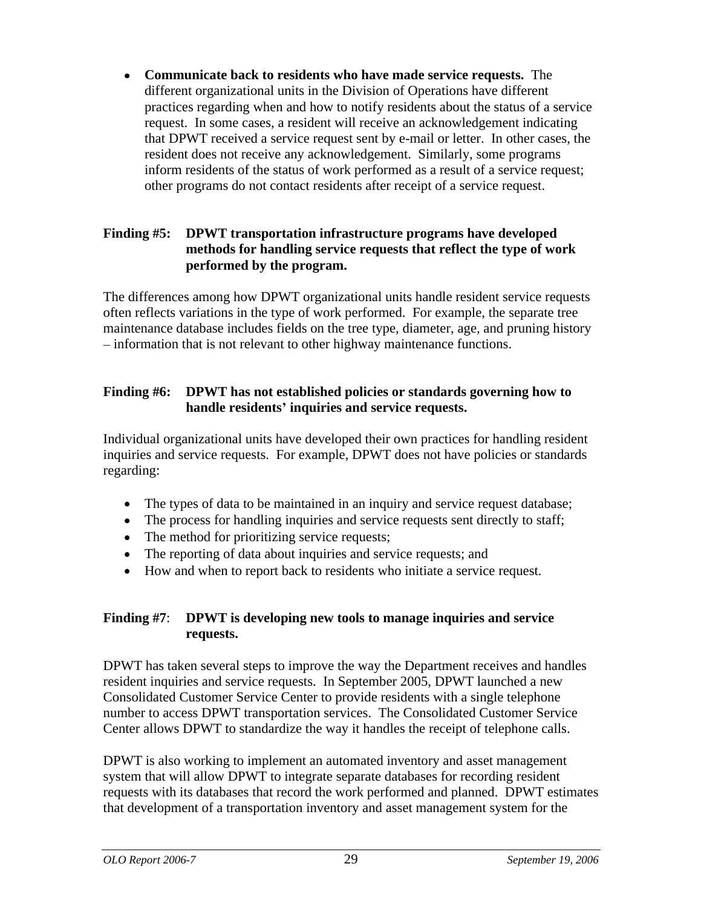- **Communicate back to residents who have made service requests.** The different organizational units in the Division of Operations have different practices regarding when and how to notify residents about the status of a service request. In some cases, a resident will receive an acknowledgement indicating that DPWT received a service request sent by e-mail or letter. In other cases, the resident does not receive any acknowledgement. Similarly, some programs inform residents of the status of work performed as a result of a service request; other programs do not contact residents after receipt of a service request.

**Finding #5: DPWT transportation infrastructure programs have developed methods for handling service requests that reflect the type of work performed by the program.**

The differences among how DPWT organizational units handle resident service requests often reflects variations in the type of work performed. For example, the separate tree maintenance database includes fields on the tree type, diameter, age, and pruning history – information that is not relevant to other highway maintenance functions.

**Finding #6: DPWT has not established policies or standards governing how to handle residents' inquiries and service requests.**

Individual organizational units have developed their own practices for handling resident inquiries and service requests. For example, DPWT does not have policies or standards regarding:

- The types of data to be maintained in an inquiry and service request database;
- The process for handling inquiries and service requests sent directly to staff;
- The method for prioritizing service requests;
- The reporting of data about inquiries and service requests; and
- How and when to report back to residents who initiate a service request.

**Finding #7**: **DPWT is developing new tools to manage inquiries and service requests.**

DPWT has taken several steps to improve the way the Department receives and handles resident inquiries and service requests. In September 2005, DPWT launched a new Consolidated Customer Service Center to provide residents with a single telephone number to access DPWT transportation services. The Consolidated Customer Service Center allows DPWT to standardize the way it handles the receipt of telephone calls.

DPWT is also working to implement an automated inventory and asset management system that will allow DPWT to integrate separate databases for recording resident requests with its databases that record the work performed and planned. DPWT estimates that development of a transportation inventory and asset management system for the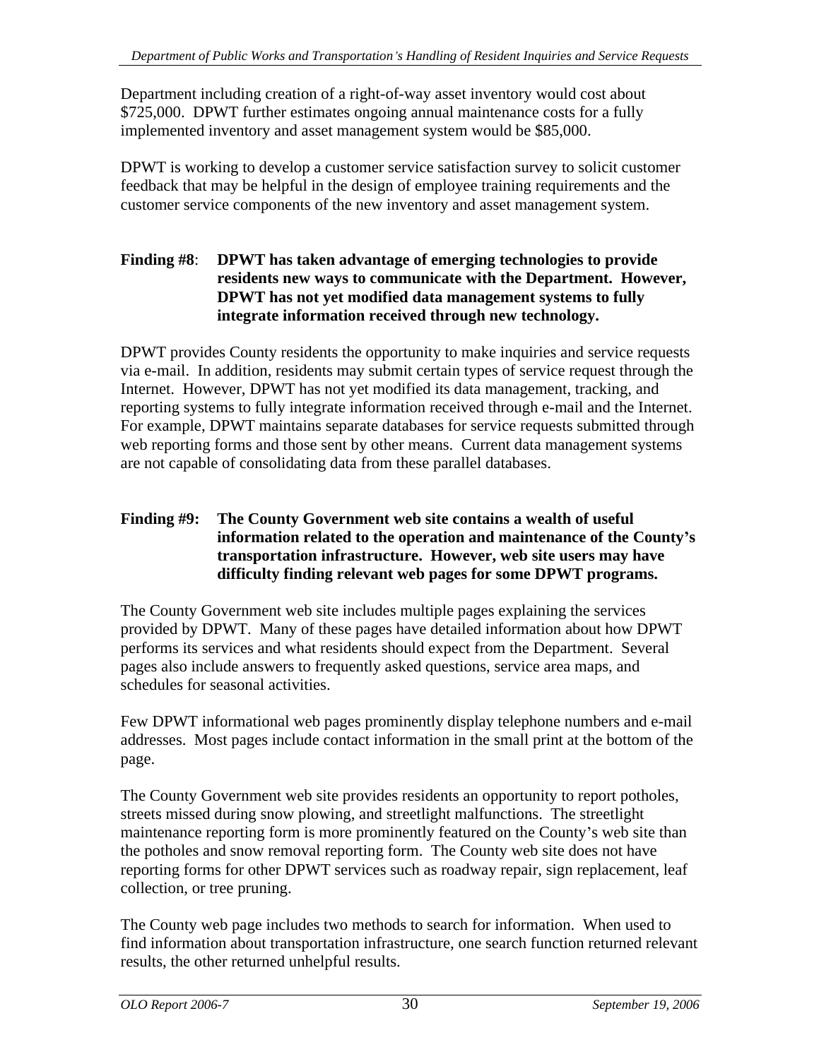Department including creation of a right-of-way asset inventory would cost about $725,000. DPWT further estimates ongoing annual maintenance costs for a fully implemented inventory and asset management system would be $85,000.

DPWT is working to develop a customer service satisfaction survey to solicit customer feedback that may be helpful in the design of employee training requirements and the customer service components of the new inventory and asset management system.

**Finding #8**: **DPWT has taken advantage of emerging technologies to provide residents new ways to communicate with the Department. However, DPWT has not yet modified data management systems to fully integrate information received through new technology.**

DPWT provides County residents the opportunity to make inquiries and service requests via e-mail. In addition, residents may submit certain types of service request through the Internet. However, DPWT has not yet modified its data management, tracking, and reporting systems to fully integrate information received through e-mail and the Internet. For example, DPWT maintains separate databases for service requests submitted through web reporting forms and those sent by other means. Current data management systems are not capable of consolidating data from these parallel databases.

**Finding #9: The County Government web site contains a wealth of useful information related to the operation and maintenance of the County's transportation infrastructure. However, web site users may have difficulty finding relevant web pages for some DPWT programs.**

The County Government web site includes multiple pages explaining the services provided by DPWT. Many of these pages have detailed information about how DPWT performs its services and what residents should expect from the Department. Several pages also include answers to frequently asked questions, service area maps, and schedules for seasonal activities.

Few DPWT informational web pages prominently display telephone numbers and e-mail addresses. Most pages include contact information in the small print at the bottom of the page.

The County Government web site provides residents an opportunity to report potholes, streets missed during snow plowing, and streetlight malfunctions. The streetlight maintenance reporting form is more prominently featured on the County's web site than the potholes and snow removal reporting form. The County web site does not have reporting forms for other DPWT services such as roadway repair, sign replacement, leaf collection, or tree pruning.

The County web page includes two methods to search for information. When used to find information about transportation infrastructure, one search function returned relevant results, the other returned unhelpful results.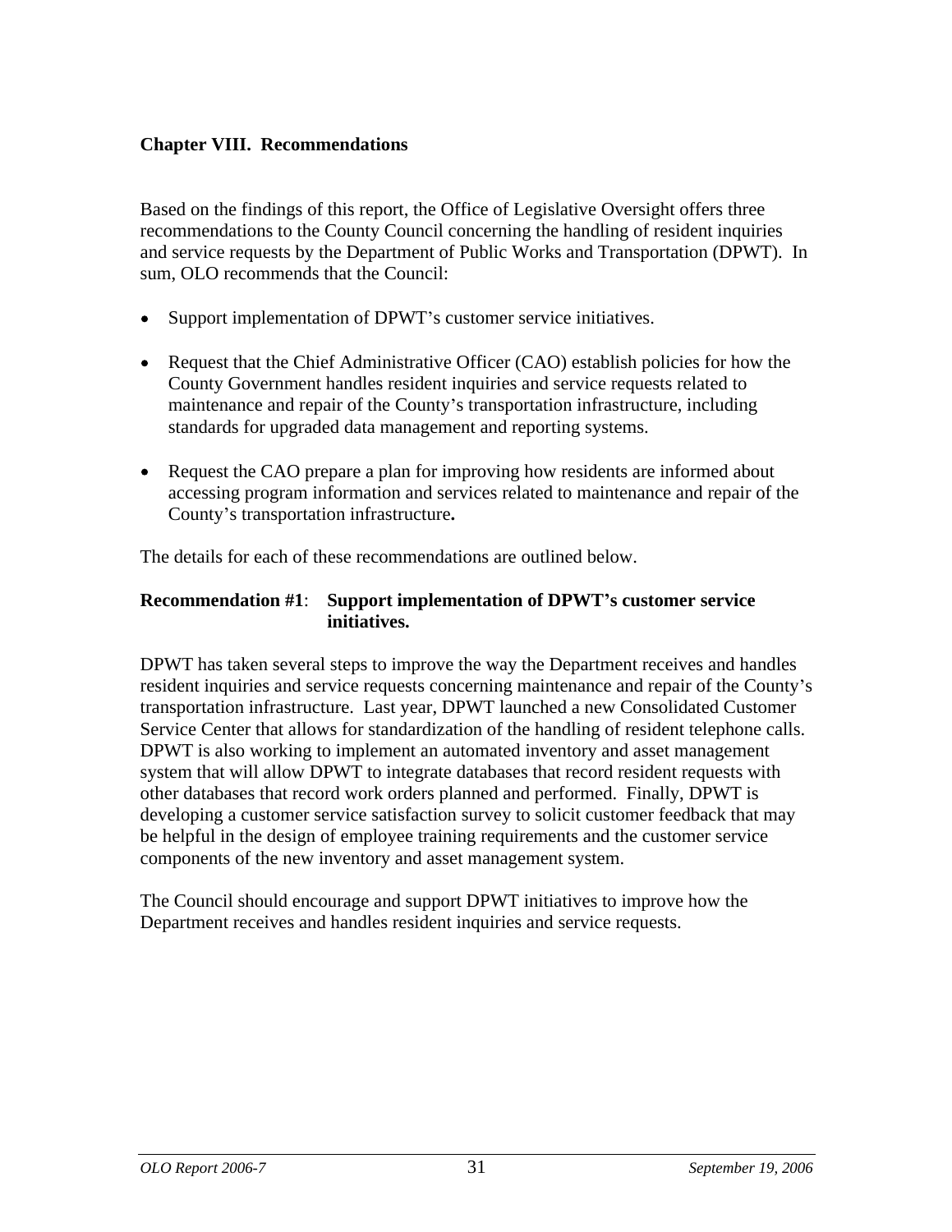## Chapter VIII. Recommendations

Based on the findings of this report, the Office of Legislative Oversight offers three recommendations to the County Council concerning the handling of resident inquiries and service requests by the Department of Public Works and Transportation (DPWT). In sum, OLO recommends that the Council:

- Support implementation of DPWT's customer service initiatives.
- Request that the Chief Administrative Officer (CAO) establish policies for how the County Government handles resident inquiries and service requests related to maintenance and repair of the County's transportation infrastructure, including standards for upgraded data management and reporting systems.
- Request the CAO prepare a plan for improving how residents are informed about accessing program information and services related to maintenance and repair of the County's transportation infrastructure**.**

The details for each of these recommendations are outlined below.

**Recommendation #1**: **Support implementation of DPWT's customer service initiatives.**

DPWT has taken several steps to improve the way the Department receives and handles resident inquiries and service requests concerning maintenance and repair of the County's transportation infrastructure. Last year, DPWT launched a new Consolidated Customer Service Center that allows for standardization of the handling of resident telephone calls. DPWT is also working to implement an automated inventory and asset management system that will allow DPWT to integrate databases that record resident requests with other databases that record work orders planned and performed. Finally, DPWT is developing a customer service satisfaction survey to solicit customer feedback that may be helpful in the design of employee training requirements and the customer service components of the new inventory and asset management system.

The Council should encourage and support DPWT initiatives to improve how the Department receives and handles resident inquiries and service requests.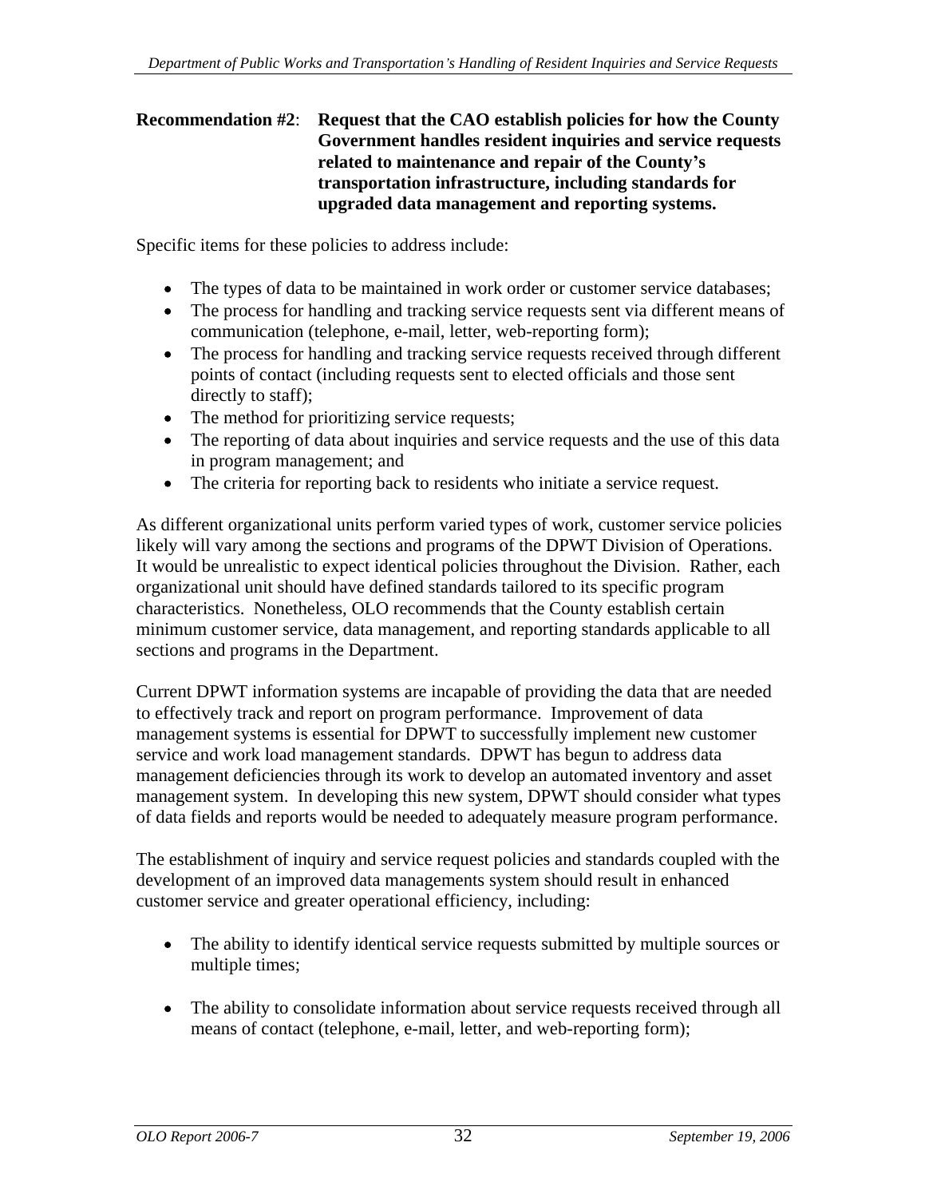**Recommendation #2**: **Request that the CAO establish policies for how the County Government handles resident inquiries and service requests related to maintenance and repair of the County's transportation infrastructure, including standards for upgraded data management and reporting systems.**

Specific items for these policies to address include:

- The types of data to be maintained in work order or customer service databases;
- The process for handling and tracking service requests sent via different means of communication (telephone, e-mail, letter, web-reporting form);
- The process for handling and tracking service requests received through different points of contact (including requests sent to elected officials and those sent directly to staff);
- The method for prioritizing service requests;
- The reporting of data about inquiries and service requests and the use of this data in program management; and
- The criteria for reporting back to residents who initiate a service request.

As different organizational units perform varied types of work, customer service policies likely will vary among the sections and programs of the DPWT Division of Operations. It would be unrealistic to expect identical policies throughout the Division. Rather, each organizational unit should have defined standards tailored to its specific program characteristics. Nonetheless, OLO recommends that the County establish certain minimum customer service, data management, and reporting standards applicable to all sections and programs in the Department.

Current DPWT information systems are incapable of providing the data that are needed to effectively track and report on program performance. Improvement of data management systems is essential for DPWT to successfully implement new customer service and work load management standards. DPWT has begun to address data management deficiencies through its work to develop an automated inventory and asset management system. In developing this new system, DPWT should consider what types of data fields and reports would be needed to adequately measure program performance.

The establishment of inquiry and service request policies and standards coupled with the development of an improved data managements system should result in enhanced customer service and greater operational efficiency, including:

- The ability to identify identical service requests submitted by multiple sources or multiple times;

- The ability to consolidate information about service requests received through all means of contact (telephone, e-mail, letter, and web-reporting form);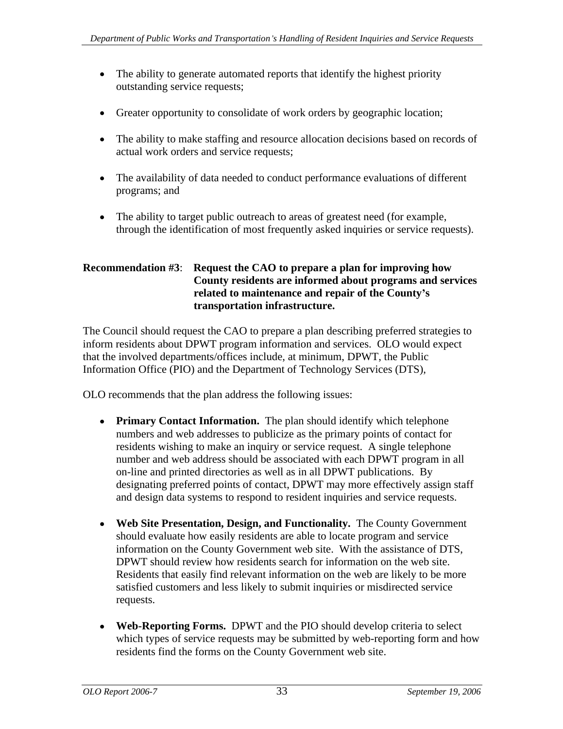- The ability to generate automated reports that identify the highest priority outstanding service requests;
- Greater opportunity to consolidate of work orders by geographic location;
- The ability to make staffing and resource allocation decisions based on records of actual work orders and service requests;
- The availability of data needed to conduct performance evaluations of different programs; and
- The ability to target public outreach to areas of greatest need (for example, through the identification of most frequently asked inquiries or service requests).

**Recommendation #3**: **Request the CAO to prepare a plan for improving how County residents are informed about programs and services related to maintenance and repair of the County's transportation infrastructure.**

The Council should request the CAO to prepare a plan describing preferred strategies to inform residents about DPWT program information and services. OLO would expect that the involved departments/offices include, at minimum, DPWT, the Public Information Office (PIO) and the Department of Technology Services (DTS),

OLO recommends that the plan address the following issues:

- **Primary Contact Information.** The plan should identify which telephone numbers and web addresses to publicize as the primary points of contact for residents wishing to make an inquiry or service request. A single telephone number and web address should be associated with each DPWT program in all on-line and printed directories as well as in all DPWT publications. By designating preferred points of contact, DPWT may more effectively assign staff and design data systems to respond to resident inquiries and service requests.
- **Web Site Presentation, Design, and Functionality.** The County Government should evaluate how easily residents are able to locate program and service information on the County Government web site. With the assistance of DTS, DPWT should review how residents search for information on the web site. Residents that easily find relevant information on the web are likely to be more satisfied customers and less likely to submit inquiries or misdirected service requests.
- **Web-Reporting Forms.** DPWT and the PIO should develop criteria to select which types of service requests may be submitted by web-reporting form and how residents find the forms on the County Government web site.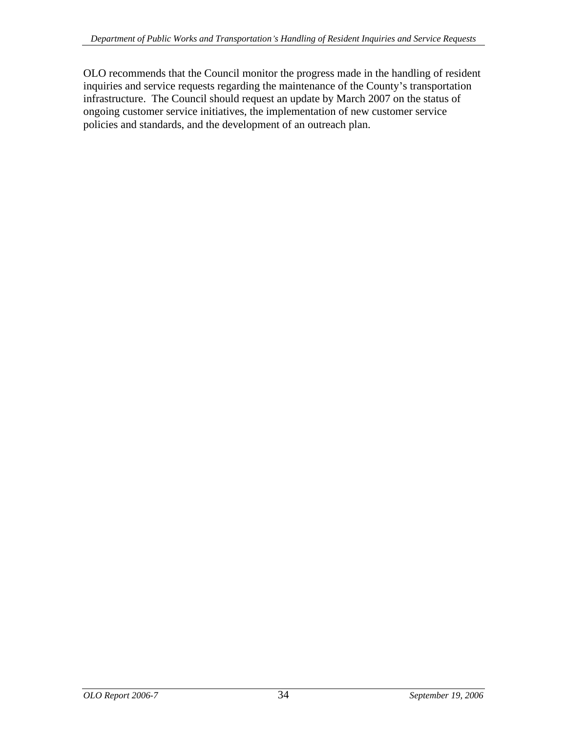OLO recommends that the Council monitor the progress made in the handling of resident inquiries and service requests regarding the maintenance of the County's transportation infrastructure. The Council should request an update by March 2007 on the status of ongoing customer service initiatives, the implementation of new customer service policies and standards, and the development of an outreach plan.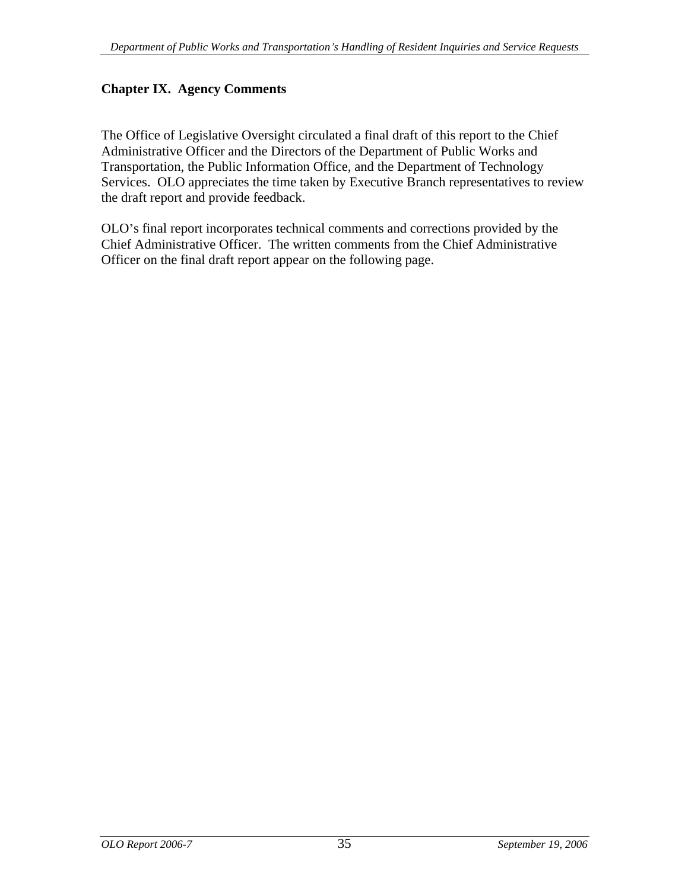## Chapter IX. Agency Comments

The Office of Legislative Oversight circulated a final draft of this report to the Chief Administrative Officer and the Directors of the Department of Public Works and Transportation, the Public Information Office, and the Department of Technology Services. OLO appreciates the time taken by Executive Branch representatives to review the draft report and provide feedback.

OLO's final report incorporates technical comments and corrections provided by the Chief Administrative Officer. The written comments from the Chief Administrative Officer on the final draft report appear on the following page.